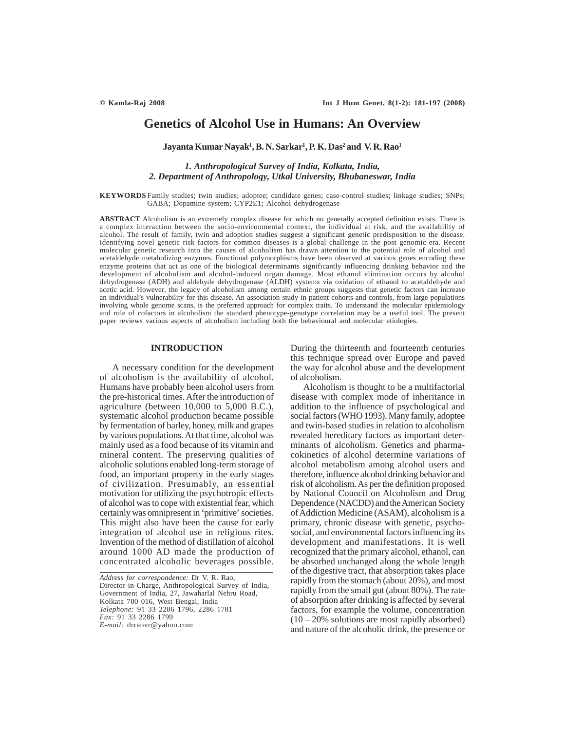# Genetics of Alcohol Use in Humans: An Overview

**Jayanta Kumar Nayak[1], B. N. Sarkar[1], P. K. Das[2] and V. R. Rao[1]**

*1. Anthropological Survey of India, Kolkata, India,*
*2. Department of Anthropology, Utkal University, Bhubaneswar, India*

**KEYWORDS** Family studies; twin studies; adoptee; candidate genes; case-control studies; linkage studies; SNPs; GABA; Dopamine system; CYP2E1; Alcohol dehydrogenase

**ABSTRACT** Alcoholism is an extremely complex disease for which no generally accepted definition exists. There is a complex interaction between the socio-environmental context, the individual at risk, and the availability of alcohol. The result of family, twin and adoption studies suggest a significant genetic predisposition to the disease. Identifying novel genetic risk factors for common diseases is a global challenge in the post genomic era. Recent molecular genetic research into the causes of alcoholism has drawn attention to the potential role of alcohol and acetaldehyde metabolizing enzymes. Functional polymorphisms have been observed at various genes encoding these enzyme proteins that act as one of the biological determinants significantly influencing drinking behavior and the development of alcoholism and alcohol-induced organ damage. Most ethanol elimination occurs by alcohol dehydrogenase (ADH) and aldehyde dehydrogenase (ALDH) systems via oxidation of ethanol to acetaldehyde and acetic acid. However, the legacy of alcoholism among certain ethnic groups suggests that genetic factors can increase an individual's vulnerability for this disease. An association study in patient cohorts and controls, from large populations involving whole genome scans, is the preferred approach for complex traits. To understand the molecular epidemiology and role of cofactors in alcoholism the standard phenotype-genotype correlation may be a useful tool. The present paper reviews various aspects of alcoholism including both the behavioural and molecular etiologies.

## INTRODUCTION

A necessary condition for the development of alcoholism is the availability of alcohol. Humans have probably been alcohol users from the pre-historical times. After the introduction of agriculture (between 10,000 to 5,000 B.C.), systematic alcohol production became possible by fermentation of barley, honey, milk and grapes by various populations. At that time, alcohol was mainly used as a food because of its vitamin and mineral content. The preserving qualities of alcoholic solutions enabled long-term storage of food, an important property in the early stages of civilization. Presumably, an essential motivation for utilizing the psychotropic effects of alcohol was to cope with existential fear, which certainly was omnipresent in 'primitive' societies. This might also have been the cause for early integration of alcohol use in religious rites. Invention of the method of distillation of alcohol around 1000 AD made the production of concentrated alcoholic beverages possible. During the thirteenth and fourteenth centuries this technique spread over Europe and paved the way for alcohol abuse and the development of alcoholism.

Alcoholism is thought to be a multifactorial disease with complex mode of inheritance in addition to the influence of psychological and social factors (WHO 1993). Many family, adoptee and twin-based studies in relation to alcoholism revealed hereditary factors as important determinants of alcoholism. Genetics and pharmacokinetics of alcohol determine variations of alcohol metabolism among alcohol users and therefore, influence alcohol drinking behavior and risk of alcoholism. As per the definition proposed by National Council on Alcoholism and Drug Dependence (NACDD) and the American Society of Addiction Medicine (ASAM), alcoholism is a primary, chronic disease with genetic, psychosocial, and environmental factors influencing its development and manifestations. It is well recognized that the primary alcohol, ethanol, can be absorbed unchanged along the whole length of the digestive tract, that absorption takes place rapidly from the stomach (about 20%), and most rapidly from the small gut (about 80%). The rate of absorption after drinking is affected by several factors, for example the volume, concentration (10 – 20% solutions are most rapidly absorbed) and nature of the alcoholic drink, the presence or

*Address for correspondence:* Dr V. R. Rao,
Director-in-Charge, Anthropological Survey of India,
Government of India, 27, Jawaharlal Nehru Road,
Kolkata 700 016, West Bengal, India
*Telephone:* 91 33 2286 1796, 2286 1781
*Fax:* 91 33 2286 1799
*E-mail:* drraovr@yahoo.com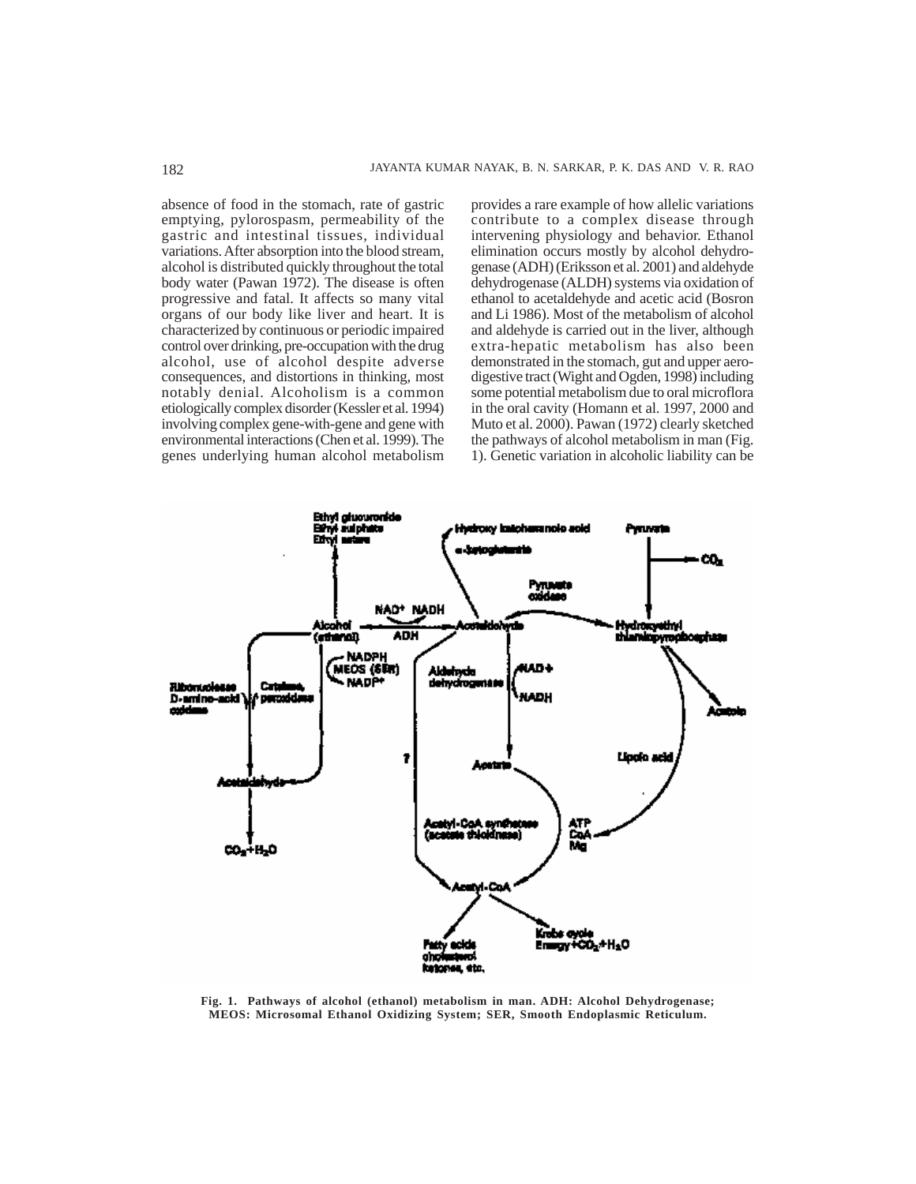absence of food in the stomach, rate of gastric emptying, pylorospasm, permeability of the gastric and intestinal tissues, individual variations. After absorption into the blood stream, alcohol is distributed quickly throughout the total body water (Pawan 1972). The disease is often progressive and fatal. It affects so many vital organs of our body like liver and heart. It is characterized by continuous or periodic impaired control over drinking, pre-occupation with the drug alcohol, use of alcohol despite adverse consequences, and distortions in thinking, most notably denial. Alcoholism is a common etiologically complex disorder (Kessler et al. 1994) involving complex gene-with-gene and gene with environmental interactions (Chen et al. 1999). The genes underlying human alcohol metabolism provides a rare example of how allelic variations contribute to a complex disease through intervening physiology and behavior. Ethanol elimination occurs mostly by alcohol dehydrogenase (ADH) (Eriksson et al. 2001) and aldehyde dehydrogenase (ALDH) systems via oxidation of ethanol to acetaldehyde and acetic acid (Bosron and Li 1986). Most of the metabolism of alcohol and aldehyde is carried out in the liver, although extra-hepatic metabolism has also been demonstrated in the stomach, gut and upper aero-digestive tract (Wight and Ogden, 1998) including some potential metabolism due to oral microflora in the oral cavity (Homann et al. 1997, 2000 and Muto et al. 2000). Pawan (1972) clearly sketched the pathways of alcohol metabolism in man (Fig. 1). Genetic variation in alcoholic liability can be

**Fig. 1. Pathways of alcohol (ethanol) metabolism in man. ADH: Alcohol Dehydrogenase; MEOS: Microsomal Ethanol Oxidizing System; SER, Smooth Endoplasmic Reticulum.**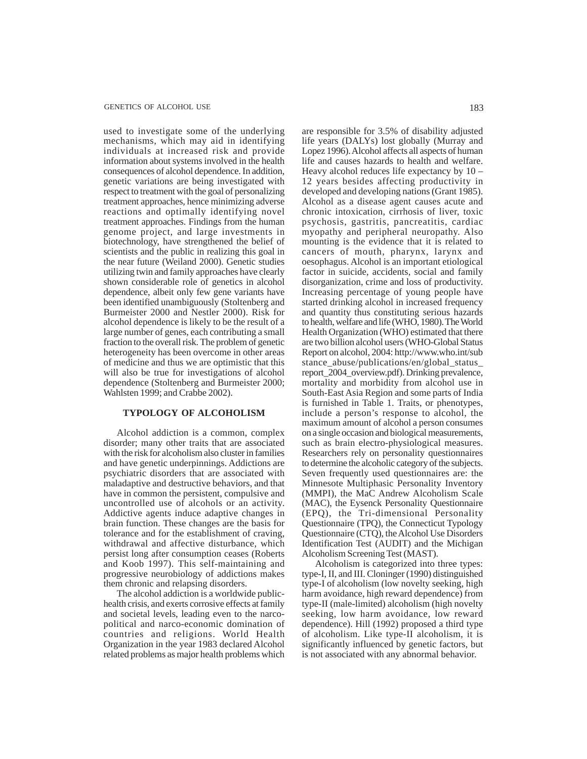used to investigate some of the underlying mechanisms, which may aid in identifying individuals at increased risk and provide information about systems involved in the health consequences of alcohol dependence. In addition, genetic variations are being investigated with respect to treatment with the goal of personalizing treatment approaches, hence minimizing adverse reactions and optimally identifying novel treatment approaches. Findings from the human genome project, and large investments in biotechnology, have strengthened the belief of scientists and the public in realizing this goal in the near future (Weiland 2000). Genetic studies utilizing twin and family approaches have clearly shown considerable role of genetics in alcohol dependence, albeit only few gene variants have been identified unambiguously (Stoltenberg and Burmeister 2000 and Nestler 2000). Risk for alcohol dependence is likely to be the result of a large number of genes, each contributing a small fraction to the overall risk. The problem of genetic heterogeneity has been overcome in other areas of medicine and thus we are optimistic that this will also be true for investigations of alcohol dependence (Stoltenberg and Burmeister 2000; Wahlsten 1999; and Crabbe 2002).

## TYPOLOGY OF ALCOHOLISM

Alcohol addiction is a common, complex disorder; many other traits that are associated with the risk for alcoholism also cluster in families and have genetic underpinnings. Addictions are psychiatric disorders that are associated with maladaptive and destructive behaviors, and that have in common the persistent, compulsive and uncontrolled use of alcohols or an activity. Addictive agents induce adaptive changes in brain function. These changes are the basis for tolerance and for the establishment of craving, withdrawal and affective disturbance, which persist long after consumption ceases (Roberts and Koob 1997). This self-maintaining and progressive neurobiology of addictions makes them chronic and relapsing disorders.

The alcohol addiction is a worldwide public-health crisis, and exerts corrosive effects at family and societal levels, leading even to the narco-political and narco-economic domination of countries and religions. World Health Organization in the year 1983 declared Alcohol related problems as major health problems which are responsible for 3.5% of disability adjusted life years (DALYs) lost globally (Murray and Lopez 1996). Alcohol affects all aspects of human life and causes hazards to health and welfare. Heavy alcohol reduces life expectancy by 10 – 12 years besides affecting productivity in developed and developing nations (Grant 1985). Alcohol as a disease agent causes acute and chronic intoxication, cirrhosis of liver, toxic psychosis, gastritis, pancreatitis, cardiac myopathy and peripheral neuropathy. Also mounting is the evidence that it is related to cancers of mouth, pharynx, larynx and oesophagus. Alcohol is an important etiological factor in suicide, accidents, social and family disorganization, crime and loss of productivity. Increasing percentage of young people have started drinking alcohol in increased frequency and quantity thus constituting serious hazards to health, welfare and life (WHO, 1980). The World Health Organization (WHO) estimated that there are two billion alcohol users (WHO-Global Status Report on alcohol, 2004: http://www.who.int/substance_abuse/publications/en/global_status_report_2004_overview.pdf). Drinking prevalence, mortality and morbidity from alcohol use in South-East Asia Region and some parts of India is furnished in Table 1. Traits, or phenotypes, include a person's response to alcohol, the maximum amount of alcohol a person consumes on a single occasion and biological measurements, such as brain electro-physiological measures. Researchers rely on personality questionnaires to determine the alcoholic category of the subjects. Seven frequently used questionnaires are: the Minnesote Multiphasic Personality Inventory (MMPI), the MaC Andrew Alcoholism Scale (MAC), the Eysenck Personality Questionnaire (EPQ), the Tri-dimensional Personality Questionnaire (TPQ), the Connecticut Typology Questionnaire (CTQ), the Alcohol Use Disorders Identification Test (AUDIT) and the Michigan Alcoholism Screening Test (MAST).

Alcoholism is categorized into three types: type-I, II, and III. Cloninger (1990) distinguished type-I of alcoholism (low novelty seeking, high harm avoidance, high reward dependence) from type-II (male-limited) alcoholism (high novelty seeking, low harm avoidance, low reward dependence). Hill (1992) proposed a third type of alcoholism. Like type-II alcoholism, it is significantly influenced by genetic factors, but is not associated with any abnormal behavior.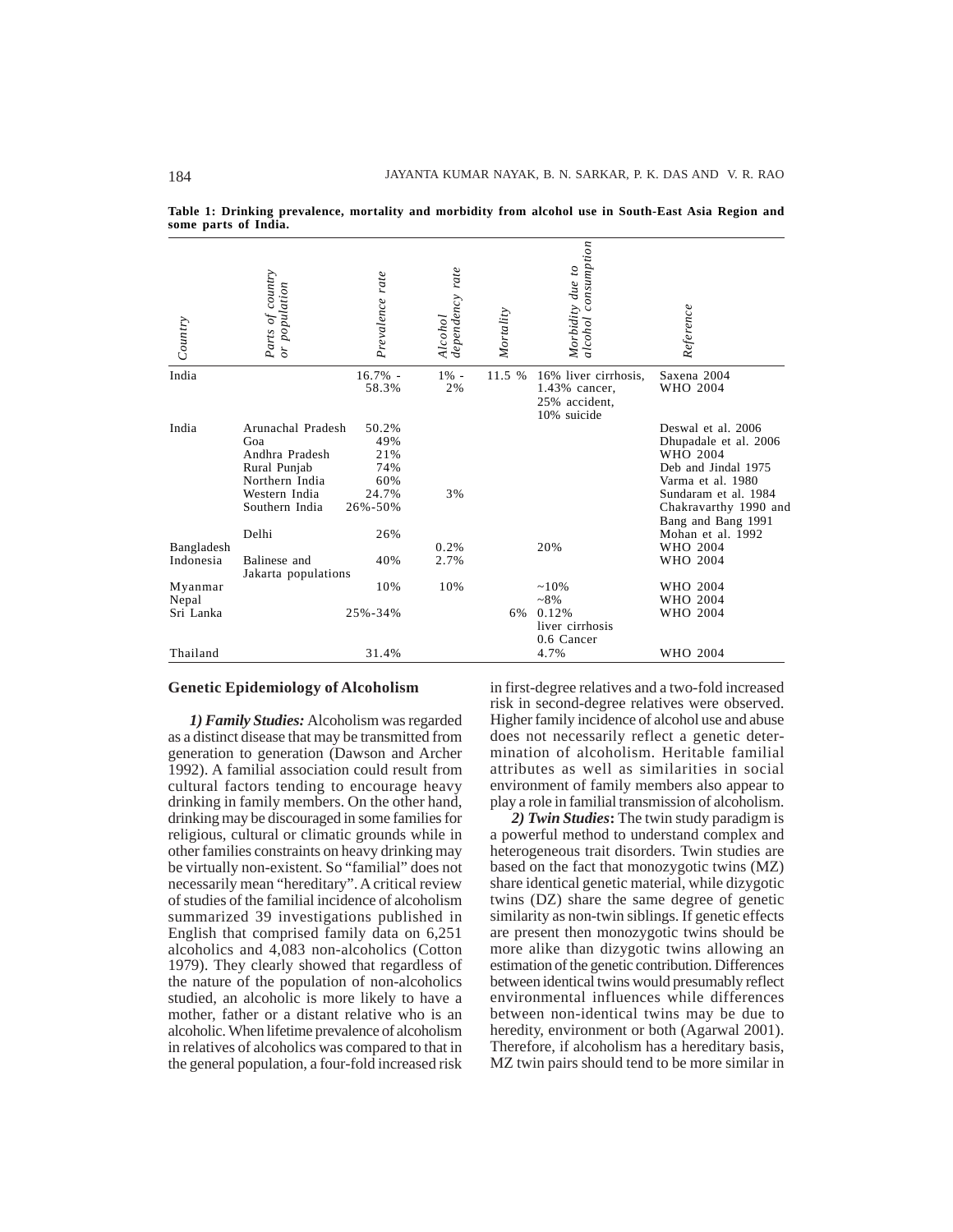**Table 1: Drinking prevalence, mortality and morbidity from alcohol use in South-East Asia Region and some parts of India.**

| Country | Parts of country or population | Prevalence rate | Alcohol dependency rate | Mortality | Morbidity due to alcohol consumption | Reference |
|---|---|---|---|---|---|---|
| India | | 16.7% - 58.3% | 1% - 2% | 11.5 % | 16% liver cirrhosis, 1.43% cancer, 25% accident, 10% suicide | Saxena 2004 WHO 2004 |
| India | Arunachal Pradesh | 50.2% | | | | Deswal et al. 2006 |
| | Goa | 49% | | | | Dhupadale et al. 2006 |
| | Andhra Pradesh | 21% | | | | WHO 2004 |
| | Rural Punjab | 74% | | | | Deb and Jindal 1975 |
| | Northern India | 60% | | | | Varma et al. 1980 |
| | Western India | 24.7% | 3% | | | Sundaram et al. 1984 |
| | Southern India | 26%-50% | | | | Chakravarthy 1990 and Bang and Bang 1991 |
| | Delhi | 26% | | | | Mohan et al. 1992 |
| Bangladesh | | | 0.2% | | 20% | WHO 2004 |
| Indonesia | Balinese and Jakarta populations | 40% | 2.7% | | | WHO 2004 |
| Myanmar | | 10% | 10% | | ~10% | WHO 2004 |
| Nepal | | | | | ~8% | WHO 2004 |
| Sri Lanka | | 25%-34% | | 6% | 0.12% liver cirrhosis 0.6 Cancer | WHO 2004 |
| Thailand | | 31.4% | | | 4.7% | WHO 2004 |

## Genetic Epidemiology of Alcoholism

***1) Family Studies:*** Alcoholism was regarded as a distinct disease that may be transmitted from generation to generation (Dawson and Archer 1992). A familial association could result from cultural factors tending to encourage heavy drinking in family members. On the other hand, drinking may be discouraged in some families for religious, cultural or climatic grounds while in other families constraints on heavy drinking may be virtually non-existent. So "familial" does not necessarily mean "hereditary". A critical review of studies of the familial incidence of alcoholism summarized 39 investigations published in English that comprised family data on 6,251 alcoholics and 4,083 non-alcoholics (Cotton 1979). They clearly showed that regardless of the nature of the population of non-alcoholics studied, an alcoholic is more likely to have a mother, father or a distant relative who is an alcoholic. When lifetime prevalence of alcoholism in relatives of alcoholics was compared to that in the general population, a four-fold increased risk in first-degree relatives and a two-fold increased risk in second-degree relatives were observed. Higher family incidence of alcohol use and abuse does not necessarily reflect a genetic determination of alcoholism. Heritable familial attributes as well as similarities in social environment of family members also appear to play a role in familial transmission of alcoholism.

***2) Twin Studies*****:** The twin study paradigm is a powerful method to understand complex and heterogeneous trait disorders. Twin studies are based on the fact that monozygotic twins (MZ) share identical genetic material, while dizygotic twins (DZ) share the same degree of genetic similarity as non-twin siblings. If genetic effects are present then monozygotic twins should be more alike than dizygotic twins allowing an estimation of the genetic contribution. Differences between identical twins would presumably reflect environmental influences while differences between non-identical twins may be due to heredity, environment or both (Agarwal 2001). Therefore, if alcoholism has a hereditary basis, MZ twin pairs should tend to be more similar in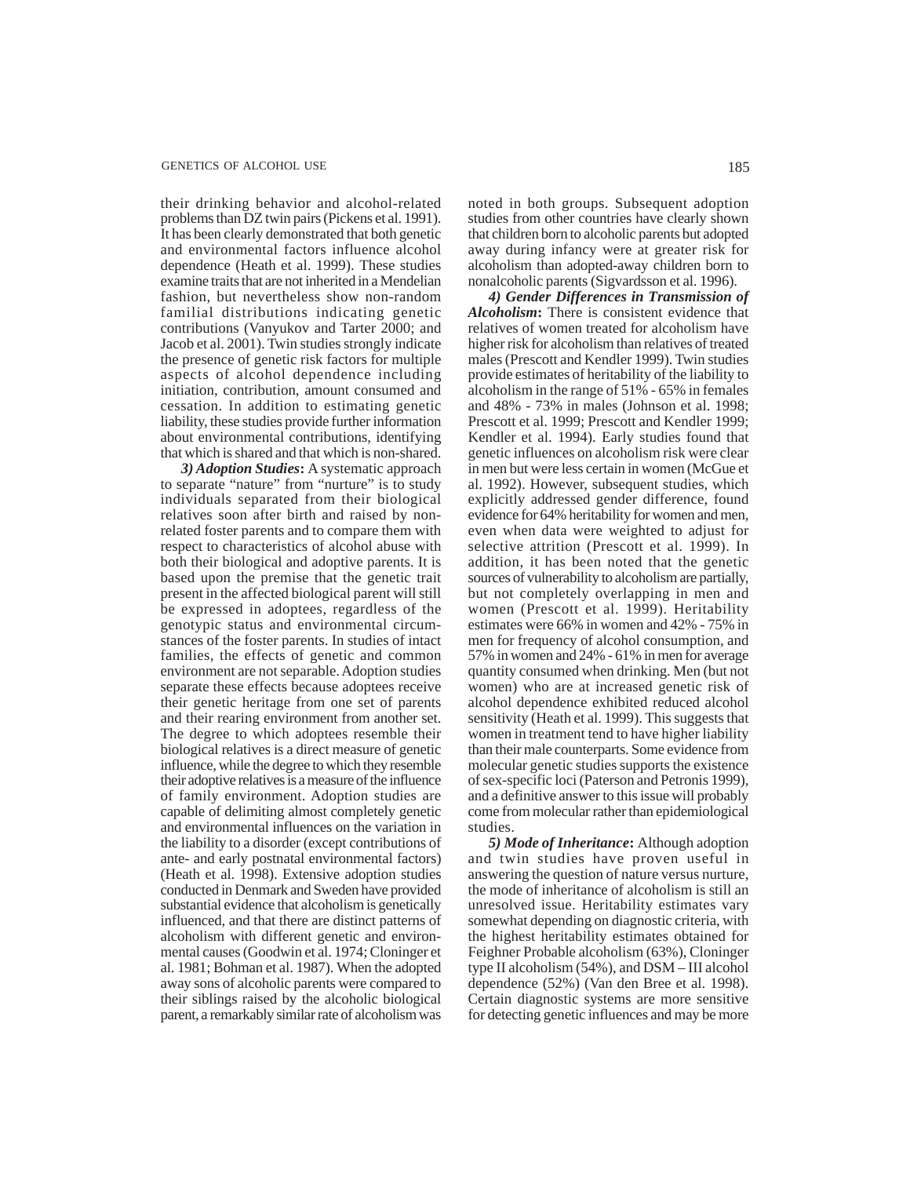their drinking behavior and alcohol-related problems than DZ twin pairs (Pickens et al. 1991). It has been clearly demonstrated that both genetic and environmental factors influence alcohol dependence (Heath et al. 1999). These studies examine traits that are not inherited in a Mendelian fashion, but nevertheless show non-random familial distributions indicating genetic contributions (Vanyukov and Tarter 2000; and Jacob et al. 2001). Twin studies strongly indicate the presence of genetic risk factors for multiple aspects of alcohol dependence including initiation, contribution, amount consumed and cessation. In addition to estimating genetic liability, these studies provide further information about environmental contributions, identifying that which is shared and that which is non-shared.

***3) Adoption Studies*:** A systematic approach to separate "nature" from "nurture" is to study individuals separated from their biological relatives soon after birth and raised by non-related foster parents and to compare them with respect to characteristics of alcohol abuse with both their biological and adoptive parents. It is based upon the premise that the genetic trait present in the affected biological parent will still be expressed in adoptees, regardless of the genotypic status and environmental circumstances of the foster parents. In studies of intact families, the effects of genetic and common environment are not separable. Adoption studies separate these effects because adoptees receive their genetic heritage from one set of parents and their rearing environment from another set. The degree to which adoptees resemble their biological relatives is a direct measure of genetic influence, while the degree to which they resemble their adoptive relatives is a measure of the influence of family environment. Adoption studies are capable of delimiting almost completely genetic and environmental influences on the variation in the liability to a disorder (except contributions of ante- and early postnatal environmental factors) (Heath et al. 1998). Extensive adoption studies conducted in Denmark and Sweden have provided substantial evidence that alcoholism is genetically influenced, and that there are distinct patterns of alcoholism with different genetic and environmental causes (Goodwin et al. 1974; Cloninger et al. 1981; Bohman et al. 1987). When the adopted away sons of alcoholic parents were compared to their siblings raised by the alcoholic biological parent, a remarkably similar rate of alcoholism was noted in both groups. Subsequent adoption studies from other countries have clearly shown that children born to alcoholic parents but adopted away during infancy were at greater risk for alcoholism than adopted-away children born to nonalcoholic parents (Sigvardsson et al. 1996).

***4) Gender Differences in Transmission of Alcoholism*:** There is consistent evidence that relatives of women treated for alcoholism have higher risk for alcoholism than relatives of treated males (Prescott and Kendler 1999). Twin studies provide estimates of heritability of the liability to alcoholism in the range of 51% - 65% in females and 48% - 73% in males (Johnson et al. 1998; Prescott et al. 1999; Prescott and Kendler 1999; Kendler et al. 1994). Early studies found that genetic influences on alcoholism risk were clear in men but were less certain in women (McGue et al. 1992). However, subsequent studies, which explicitly addressed gender difference, found evidence for 64% heritability for women and men, even when data were weighted to adjust for selective attrition (Prescott et al. 1999). In addition, it has been noted that the genetic sources of vulnerability to alcoholism are partially, but not completely overlapping in men and women (Prescott et al. 1999). Heritability estimates were 66% in women and 42% - 75% in men for frequency of alcohol consumption, and 57% in women and 24% - 61% in men for average quantity consumed when drinking. Men (but not women) who are at increased genetic risk of alcohol dependence exhibited reduced alcohol sensitivity (Heath et al. 1999). This suggests that women in treatment tend to have higher liability than their male counterparts. Some evidence from molecular genetic studies supports the existence of sex-specific loci (Paterson and Petronis 1999), and a definitive answer to this issue will probably come from molecular rather than epidemiological studies.

***5) Mode of Inheritance*:** Although adoption and twin studies have proven useful in answering the question of nature versus nurture, the mode of inheritance of alcoholism is still an unresolved issue. Heritability estimates vary somewhat depending on diagnostic criteria, with the highest heritability estimates obtained for Feighner Probable alcoholism (63%), Cloninger type II alcoholism (54%), and DSM – III alcohol dependence (52%) (Van den Bree et al. 1998). Certain diagnostic systems are more sensitive for detecting genetic influences and may be more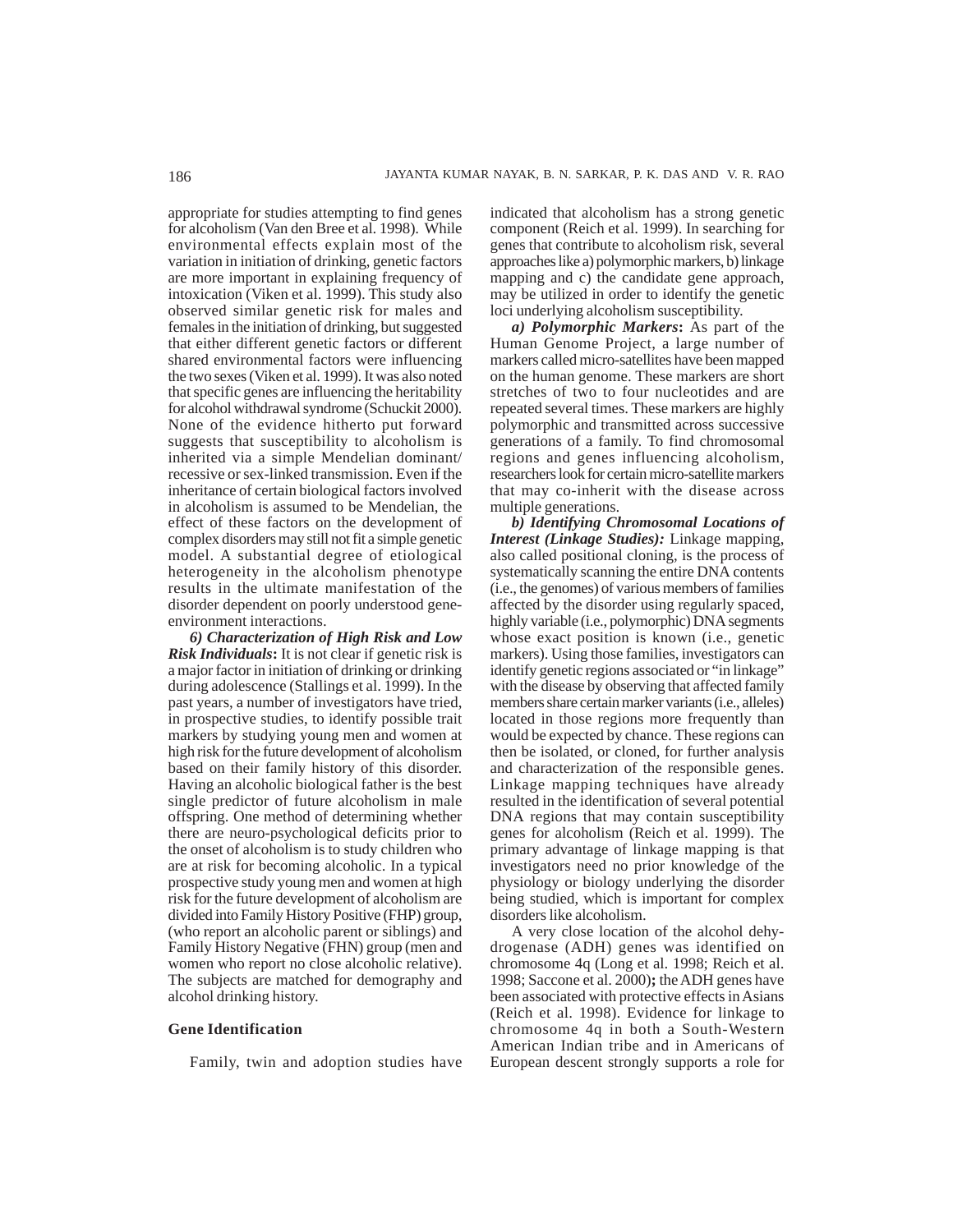appropriate for studies attempting to find genes for alcoholism (Van den Bree et al. 1998). While environmental effects explain most of the variation in initiation of drinking, genetic factors are more important in explaining frequency of intoxication (Viken et al. 1999). This study also observed similar genetic risk for males and females in the initiation of drinking, but suggested that either different genetic factors or different shared environmental factors were influencing the two sexes (Viken et al. 1999). It was also noted that specific genes are influencing the heritability for alcohol withdrawal syndrome (Schuckit 2000). None of the evidence hitherto put forward suggests that susceptibility to alcoholism is inherited via a simple Mendelian dominant/recessive or sex-linked transmission. Even if the inheritance of certain biological factors involved in alcoholism is assumed to be Mendelian, the effect of these factors on the development of complex disorders may still not fit a simple genetic model. A substantial degree of etiological heterogeneity in the alcoholism phenotype results in the ultimate manifestation of the disorder dependent on poorly understood gene-environment interactions.

***6) Characterization of High Risk and Low Risk Individuals*:** It is not clear if genetic risk is a major factor in initiation of drinking or drinking during adolescence (Stallings et al. 1999). In the past years, a number of investigators have tried, in prospective studies, to identify possible trait markers by studying young men and women at high risk for the future development of alcoholism based on their family history of this disorder. Having an alcoholic biological father is the best single predictor of future alcoholism in male offspring. One method of determining whether there are neuro-psychological deficits prior to the onset of alcoholism is to study children who are at risk for becoming alcoholic. In a typical prospective study young men and women at high risk for the future development of alcoholism are divided into Family History Positive (FHP) group, (who report an alcoholic parent or siblings) and Family History Negative (FHN) group (men and women who report no close alcoholic relative). The subjects are matched for demography and alcohol drinking history.

## Gene Identification

Family, twin and adoption studies have indicated that alcoholism has a strong genetic component (Reich et al. 1999). In searching for genes that contribute to alcoholism risk, several approaches like a) polymorphic markers, b) linkage mapping and c) the candidate gene approach, may be utilized in order to identify the genetic loci underlying alcoholism susceptibility.

***a) Polymorphic Markers*:** As part of the Human Genome Project, a large number of markers called micro-satellites have been mapped on the human genome. These markers are short stretches of two to four nucleotides and are repeated several times. These markers are highly polymorphic and transmitted across successive generations of a family. To find chromosomal regions and genes influencing alcoholism, researchers look for certain micro-satellite markers that may co-inherit with the disease across multiple generations.

***b) Identifying Chromosomal Locations of Interest (Linkage Studies):*** Linkage mapping, also called positional cloning, is the process of systematically scanning the entire DNA contents (i.e., the genomes) of various members of families affected by the disorder using regularly spaced, highly variable (i.e., polymorphic) DNA segments whose exact position is known (i.e., genetic markers). Using those families, investigators can identify genetic regions associated or "in linkage" with the disease by observing that affected family members share certain marker variants (i.e., alleles) located in those regions more frequently than would be expected by chance. These regions can then be isolated, or cloned, for further analysis and characterization of the responsible genes. Linkage mapping techniques have already resulted in the identification of several potential DNA regions that may contain susceptibility genes for alcoholism (Reich et al. 1999). The primary advantage of linkage mapping is that investigators need no prior knowledge of the physiology or biology underlying the disorder being studied, which is important for complex disorders like alcoholism.

A very close location of the alcohol dehydrogenase (ADH) genes was identified on chromosome 4q (Long et al. 1998; Reich et al. 1998; Saccone et al. 2000)**;** the ADH genes have been associated with protective effects in Asians (Reich et al. 1998). Evidence for linkage to chromosome 4q in both a South-Western American Indian tribe and in Americans of European descent strongly supports a role for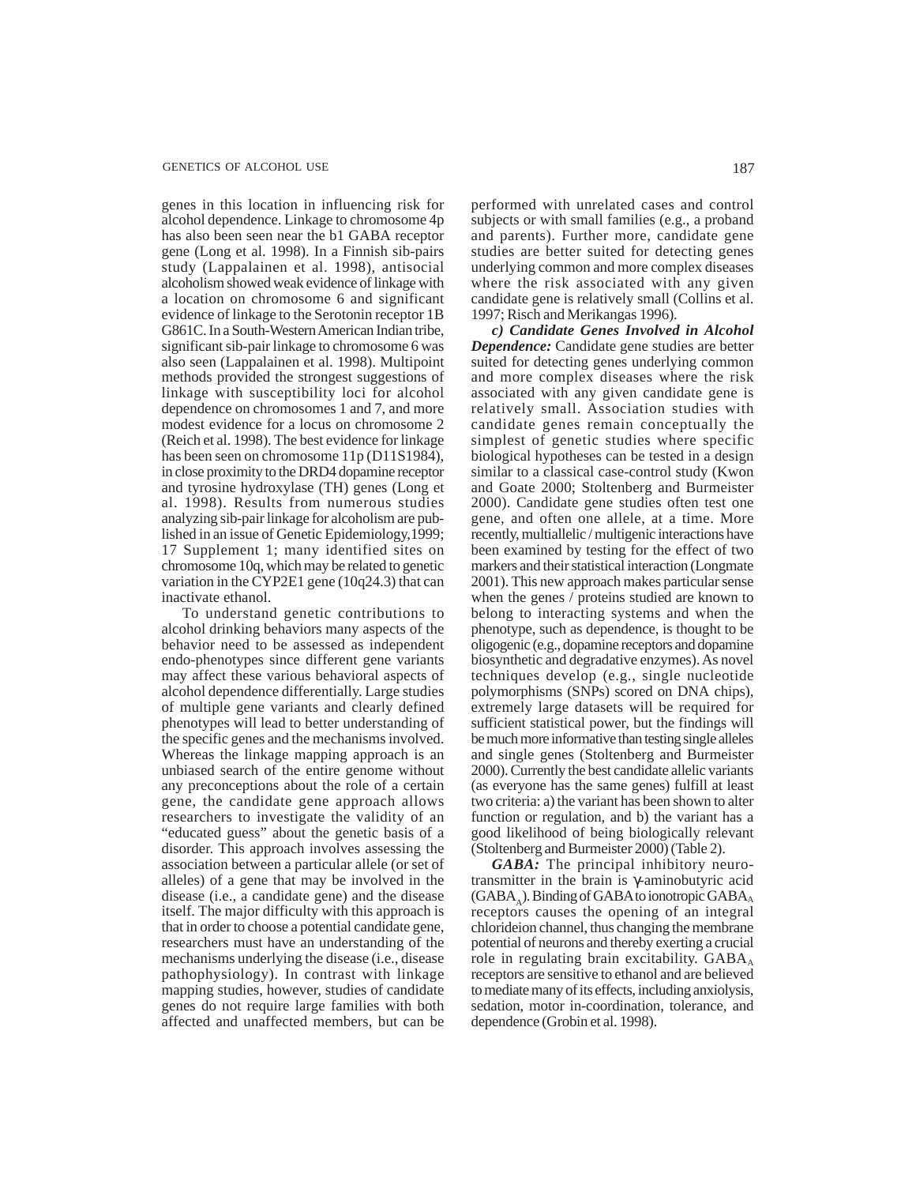genes in this location in influencing risk for alcohol dependence. Linkage to chromosome 4p has also been seen near the b1 GABA receptor gene (Long et al. 1998). In a Finnish sib-pairs study (Lappalainen et al. 1998), antisocial alcoholism showed weak evidence of linkage with a location on chromosome 6 and significant evidence of linkage to the Serotonin receptor 1B G861C. In a South-Western American Indian tribe, significant sib-pair linkage to chromosome 6 was also seen (Lappalainen et al. 1998). Multipoint methods provided the strongest suggestions of linkage with susceptibility loci for alcohol dependence on chromosomes 1 and 7, and more modest evidence for a locus on chromosome 2 (Reich et al. 1998). The best evidence for linkage has been seen on chromosome 11p (D11S1984), in close proximity to the DRD4 dopamine receptor and tyrosine hydroxylase (TH) genes (Long et al. 1998). Results from numerous studies analyzing sib-pair linkage for alcoholism are published in an issue of Genetic Epidemiology,1999; 17 Supplement 1; many identified sites on chromosome 10q, which may be related to genetic variation in the CYP2E1 gene (10q24.3) that can inactivate ethanol.

To understand genetic contributions to alcohol drinking behaviors many aspects of the behavior need to be assessed as independent endo-phenotypes since different gene variants may affect these various behavioral aspects of alcohol dependence differentially. Large studies of multiple gene variants and clearly defined phenotypes will lead to better understanding of the specific genes and the mechanisms involved. Whereas the linkage mapping approach is an unbiased search of the entire genome without any preconceptions about the role of a certain gene, the candidate gene approach allows researchers to investigate the validity of an "educated guess" about the genetic basis of a disorder. This approach involves assessing the association between a particular allele (or set of alleles) of a gene that may be involved in the disease (i.e., a candidate gene) and the disease itself. The major difficulty with this approach is that in order to choose a potential candidate gene, researchers must have an understanding of the mechanisms underlying the disease (i.e., disease pathophysiology). In contrast with linkage mapping studies, however, studies of candidate genes do not require large families with both affected and unaffected members, but can be performed with unrelated cases and control subjects or with small families (e.g., a proband and parents). Further more, candidate gene studies are better suited for detecting genes underlying common and more complex diseases where the risk associated with any given candidate gene is relatively small (Collins et al. 1997; Risch and Merikangas 1996).

***c) Candidate Genes Involved in Alcohol Dependence:*** Candidate gene studies are better suited for detecting genes underlying common and more complex diseases where the risk associated with any given candidate gene is relatively small. Association studies with candidate genes remain conceptually the simplest of genetic studies where specific biological hypotheses can be tested in a design similar to a classical case-control study (Kwon and Goate 2000; Stoltenberg and Burmeister 2000). Candidate gene studies often test one gene, and often one allele, at a time. More recently, multiallelic / multigenic interactions have been examined by testing for the effect of two markers and their statistical interaction (Longmate 2001). This new approach makes particular sense when the genes / proteins studied are known to belong to interacting systems and when the phenotype, such as dependence, is thought to be oligogenic (e.g., dopamine receptors and dopamine biosynthetic and degradative enzymes). As novel techniques develop (e.g., single nucleotide polymorphisms (SNPs) scored on DNA chips), extremely large datasets will be required for sufficient statistical power, but the findings will be much more informative than testing single alleles and single genes (Stoltenberg and Burmeister 2000). Currently the best candidate allelic variants (as everyone has the same genes) fulfill at least two criteria: a) the variant has been shown to alter function or regulation, and b) the variant has a good likelihood of being biologically relevant (Stoltenberg and Burmeister 2000) (Table 2).

***GABA:*** The principal inhibitory neurotransmitter in the brain is γ-aminobutyric acid ($GABA_A$). Binding of GABA to ionotropic $GABA_A$ receptors causes the opening of an integral chlorideion channel, thus changing the membrane potential of neurons and thereby exerting a crucial role in regulating brain excitability. $GABA_A$ receptors are sensitive to ethanol and are believed to mediate many of its effects, including anxiolysis, sedation, motor in-coordination, tolerance, and dependence (Grobin et al. 1998).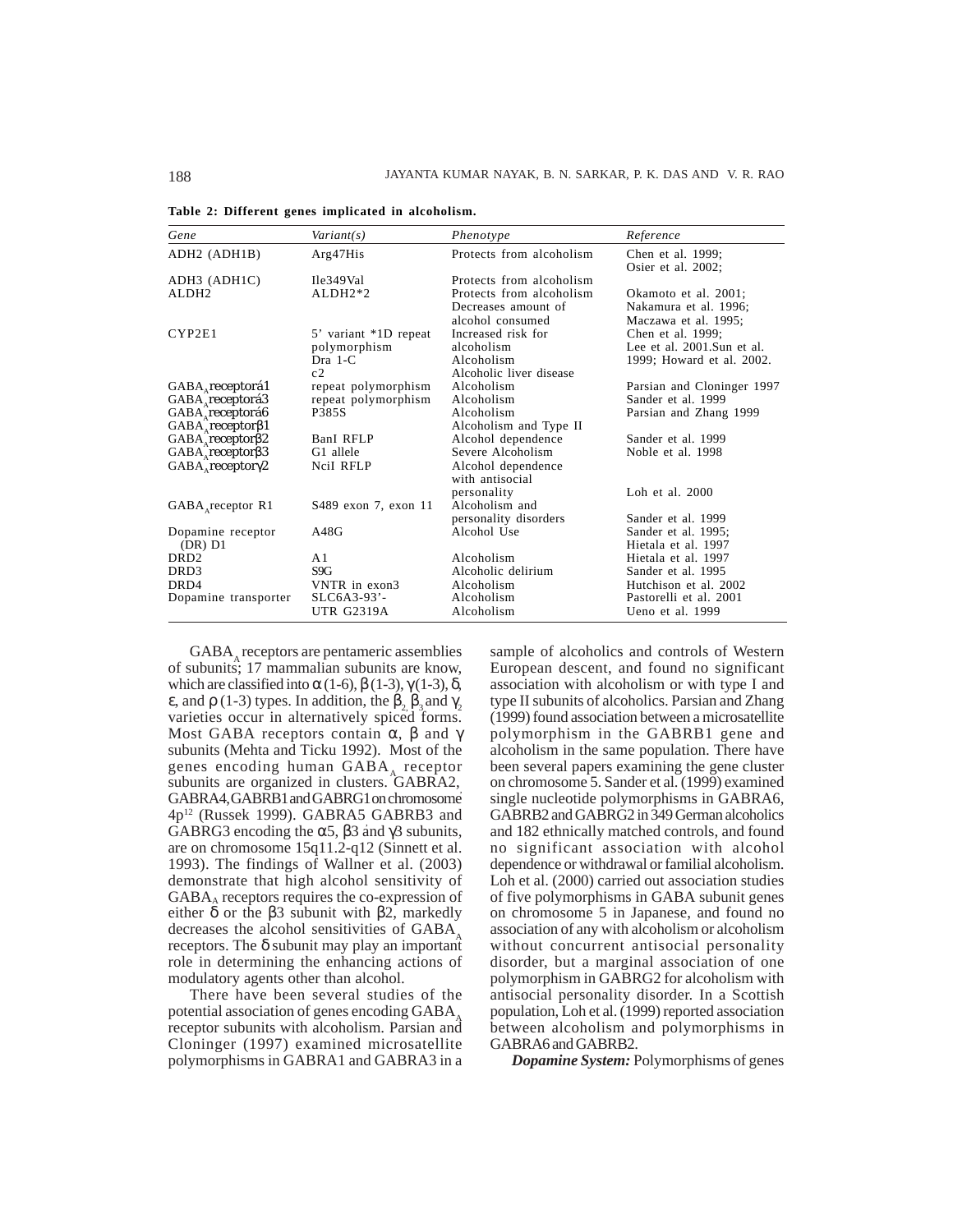**Table 2: Different genes implicated in alcoholism.**

| Gene | Variant(s) | Phenotype | Reference |
|---|---|---|---|
| ADH2 (ADH1B) | Arg47His | Protects from alcoholism | Chen et al. 1999; Osier et al. 2002; |
| ADH3 (ADH1C) | Ile349Val | Protects from alcoholism | |
| ALDH2 | ALDH2*2 | Protects from alcoholism Decreases amount of alcohol consumed | Okamoto et al. 2001; Nakamura et al. 1996; Maczawa et al. 1995; |
| CYP2E1 | 5' variant *1D repeat polymorphism | Increased risk for alcoholism | Chen et al. 1999; Lee et al. 2001.Sun et al. |
| | Dra 1-C | Alcoholism | 1999; Howard et al. 2002. |
| | c2 | Alcoholic liver disease | |
| $GABA_A$ receptorá1 | repeat polymorphism | Alcoholism | Parsian and Cloninger 1997 |
| $GABA_A$ receptorá3 | repeat polymorphism | Alcoholism | Sander et al. 1999 |
| $GABA_A$ receptorá6 | P385S | Alcoholism | Parsian and Zhang 1999 |
| $GABA_A$ receptor$\beta$1 | | Alcoholism and Type II | |
| $GABA_A$ receptor$\beta$2 | BanI RFLP | Alcohol dependence | Sander et al. 1999 |
| $GABA_A$ receptor$\beta$3 | G1 allele | Severe Alcoholism | Noble et al. 1998 |
| $GABA_A$ receptor$\gamma$2 | NciI RFLP | Alcohol dependence with antisocial personality | Loh et al. 2000 |
| $GABA_A$ receptor R1 | S489 exon 7, exon 11 | Alcoholism and personality disorders | Sander et al. 1999 |
| Dopamine receptor (DR) D1 | A48G | Alcohol Use | Sander et al. 1995; Hietala et al. 1997 |
| DRD2 | A1 | Alcoholism | Hietala et al. 1997 |
| DRD3 | S9G | Alcoholic delirium | Sander et al. 1995 |
| DRD4 | VNTR in exon3 | Alcoholism | Hutchison et al. 2002 |
| Dopamine transporter | SLC6A3-93'- | Alcoholism | Pastorelli et al. 2001 |
| | UTR G2319A | Alcoholism | Ueno et al. 1999 |

$GABA_A$ receptors are pentameric assemblies of subunits; 17 mammalian subunits are know, which are classified into $\alpha$ (1-6), $\beta$ (1-3), $\gamma$(1-3), $\delta$, $\varepsilon$, and $\rho$ (1-3) types. In addition, the $\beta_2$, $\beta_3$ and $\gamma_2$ varieties occur in alternatively spiced forms. Most GABA receptors contain $\alpha$, $\beta$ and $\gamma$ subunits (Mehta and Ticku 1992). Most of the genes encoding human $GABA_A$ receptor subunits are organized in clusters. GABRA2, GABRA4, GABRB1 and GABRG1 on chromosome 4p[12] (Russek 1999). GABRA5 GABRB3 and GABRG3 encoding the $\alpha$5, $\beta$3 and $\gamma$3 subunits, are on chromosome 15q11.2-q12 (Sinnett et al. 1993). The findings of Wallner et al. (2003) demonstrate that high alcohol sensitivity of $GABA_A$ receptors requires the co-expression of either $\delta$ or the $\beta$3 subunit with $\beta$2, markedly decreases the alcohol sensitivities of $GABA_A$ receptors. The $\delta$ subunit may play an important role in determining the enhancing actions of modulatory agents other than alcohol.

There have been several studies of the potential association of genes encoding $GABA_A$ receptor subunits with alcoholism. Parsian and Cloninger (1997) examined microsatellite polymorphisms in GABRA1 and GABRA3 in a sample of alcoholics and controls of Western European descent, and found no significant association with alcoholism or with type I and type II subunits of alcoholics. Parsian and Zhang (1999) found association between a microsatellite polymorphism in the GABRB1 gene and alcoholism in the same population. There have been several papers examining the gene cluster on chromosome 5. Sander et al. (1999) examined single nucleotide polymorphisms in GABRA6, GABRB2 and GABRG2 in 349 German alcoholics and 182 ethnically matched controls, and found no significant association with alcohol dependence or withdrawal or familial alcoholism. Loh et al. (2000) carried out association studies of five polymorphisms in GABA subunit genes on chromosome 5 in Japanese, and found no association of any with alcoholism or alcoholism without concurrent antisocial personality disorder, but a marginal association of one polymorphism in GABRG2 for alcoholism with antisocial personality disorder. In a Scottish population, Loh et al. (1999) reported association between alcoholism and polymorphisms in GABRA6 and GABRB2.

***Dopamine System:*** Polymorphisms of genes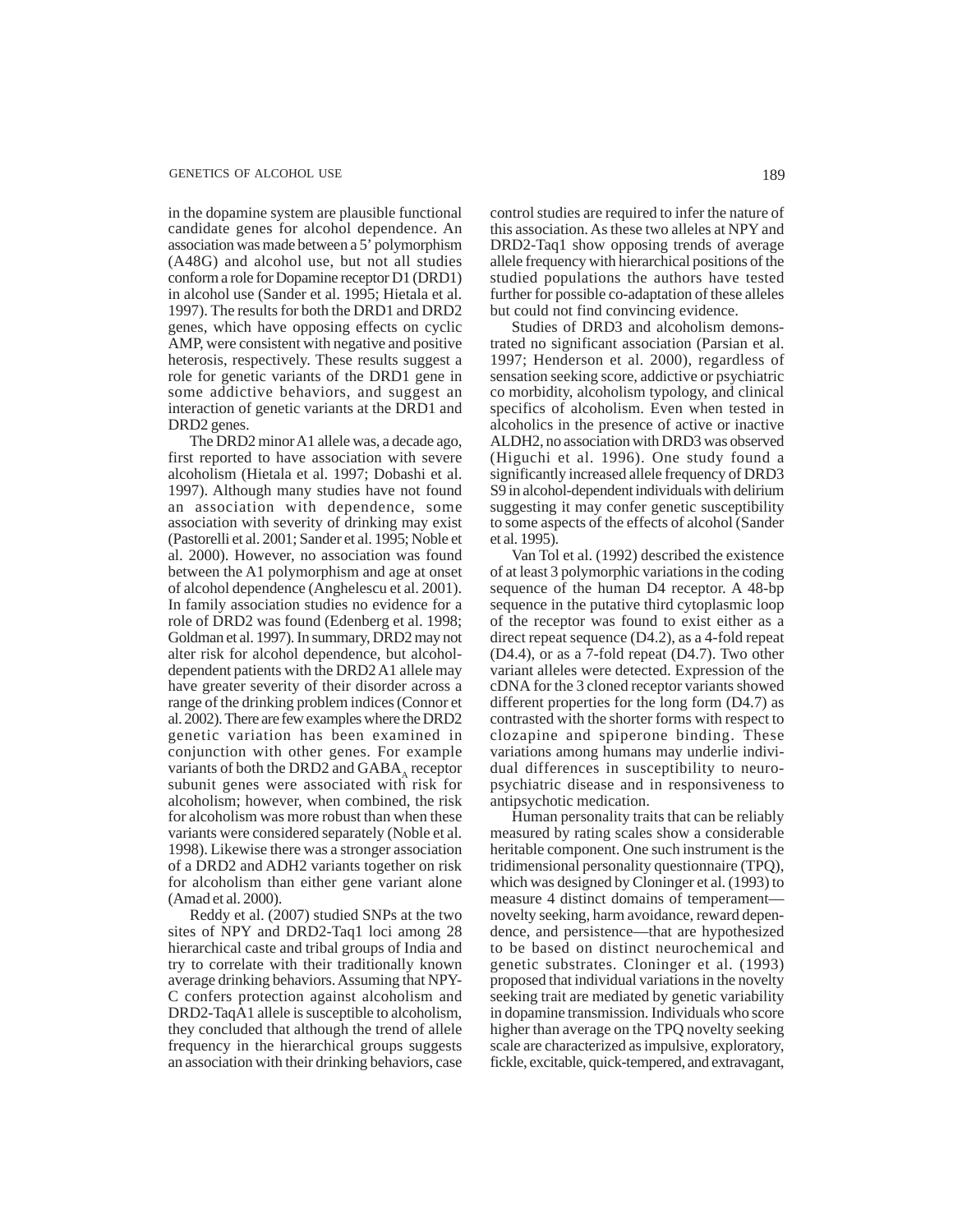in the dopamine system are plausible functional candidate genes for alcohol dependence. An association was made between a 5' polymorphism (A48G) and alcohol use, but not all studies conform a role for Dopamine receptor D1 (DRD1) in alcohol use (Sander et al. 1995; Hietala et al. 1997). The results for both the DRD1 and DRD2 genes, which have opposing effects on cyclic AMP, were consistent with negative and positive heterosis, respectively. These results suggest a role for genetic variants of the DRD1 gene in some addictive behaviors, and suggest an interaction of genetic variants at the DRD1 and DRD2 genes.

The DRD2 minor A1 allele was, a decade ago, first reported to have association with severe alcoholism (Hietala et al. 1997; Dobashi et al. 1997). Although many studies have not found an association with dependence, some association with severity of drinking may exist (Pastorelli et al. 2001; Sander et al. 1995; Noble et al. 2000). However, no association was found between the A1 polymorphism and age at onset of alcohol dependence (Anghelescu et al. 2001). In family association studies no evidence for a role of DRD2 was found (Edenberg et al. 1998; Goldman et al. 1997). In summary, DRD2 may not alter risk for alcohol dependence, but alcohol-dependent patients with the DRD2 A1 allele may have greater severity of their disorder across a range of the drinking problem indices (Connor et al. 2002). There are few examples where the DRD2 genetic variation has been examined in conjunction with other genes. For example variants of both the DRD2 and $GABA_A$ receptor subunit genes were associated with risk for alcoholism; however, when combined, the risk for alcoholism was more robust than when these variants were considered separately (Noble et al. 1998). Likewise there was a stronger association of a DRD2 and ADH2 variants together on risk for alcoholism than either gene variant alone (Amad et al. 2000).

Reddy et al. (2007) studied SNPs at the two sites of NPY and DRD2-Taq1 loci among 28 hierarchical caste and tribal groups of India and try to correlate with their traditionally known average drinking behaviors. Assuming that NPY-C confers protection against alcoholism and DRD2-TaqA1 allele is susceptible to alcoholism, they concluded that although the trend of allele frequency in the hierarchical groups suggests an association with their drinking behaviors, case control studies are required to infer the nature of this association. As these two alleles at NPY and DRD2-Taq1 show opposing trends of average allele frequency with hierarchical positions of the studied populations the authors have tested further for possible co-adaptation of these alleles but could not find convincing evidence.

Studies of DRD3 and alcoholism demonstrated no significant association (Parsian et al. 1997; Henderson et al. 2000), regardless of sensation seeking score, addictive or psychiatric co morbidity, alcoholism typology, and clinical specifics of alcoholism. Even when tested in alcoholics in the presence of active or inactive ALDH2, no association with DRD3 was observed (Higuchi et al. 1996). One study found a significantly increased allele frequency of DRD3 S9 in alcohol-dependent individuals with delirium suggesting it may confer genetic susceptibility to some aspects of the effects of alcohol (Sander et al. 1995).

Van Tol et al. (1992) described the existence of at least 3 polymorphic variations in the coding sequence of the human D4 receptor. A 48-bp sequence in the putative third cytoplasmic loop of the receptor was found to exist either as a direct repeat sequence (D4.2), as a 4-fold repeat (D4.4), or as a 7-fold repeat (D4.7). Two other variant alleles were detected. Expression of the cDNA for the 3 cloned receptor variants showed different properties for the long form (D4.7) as contrasted with the shorter forms with respect to clozapine and spiperone binding. These variations among humans may underlie individual differences in susceptibility to neuropsychiatric disease and in responsiveness to antipsychotic medication.

Human personality traits that can be reliably measured by rating scales show a considerable heritable component. One such instrument is the tridimensional personality questionnaire (TPQ), which was designed by Cloninger et al. (1993) to measure 4 distinct domains of temperament—novelty seeking, harm avoidance, reward dependence, and persistence—that are hypothesized to be based on distinct neurochemical and genetic substrates. Cloninger et al. (1993) proposed that individual variations in the novelty seeking trait are mediated by genetic variability in dopamine transmission. Individuals who score higher than average on the TPQ novelty seeking scale are characterized as impulsive, exploratory, fickle, excitable, quick-tempered, and extravagant,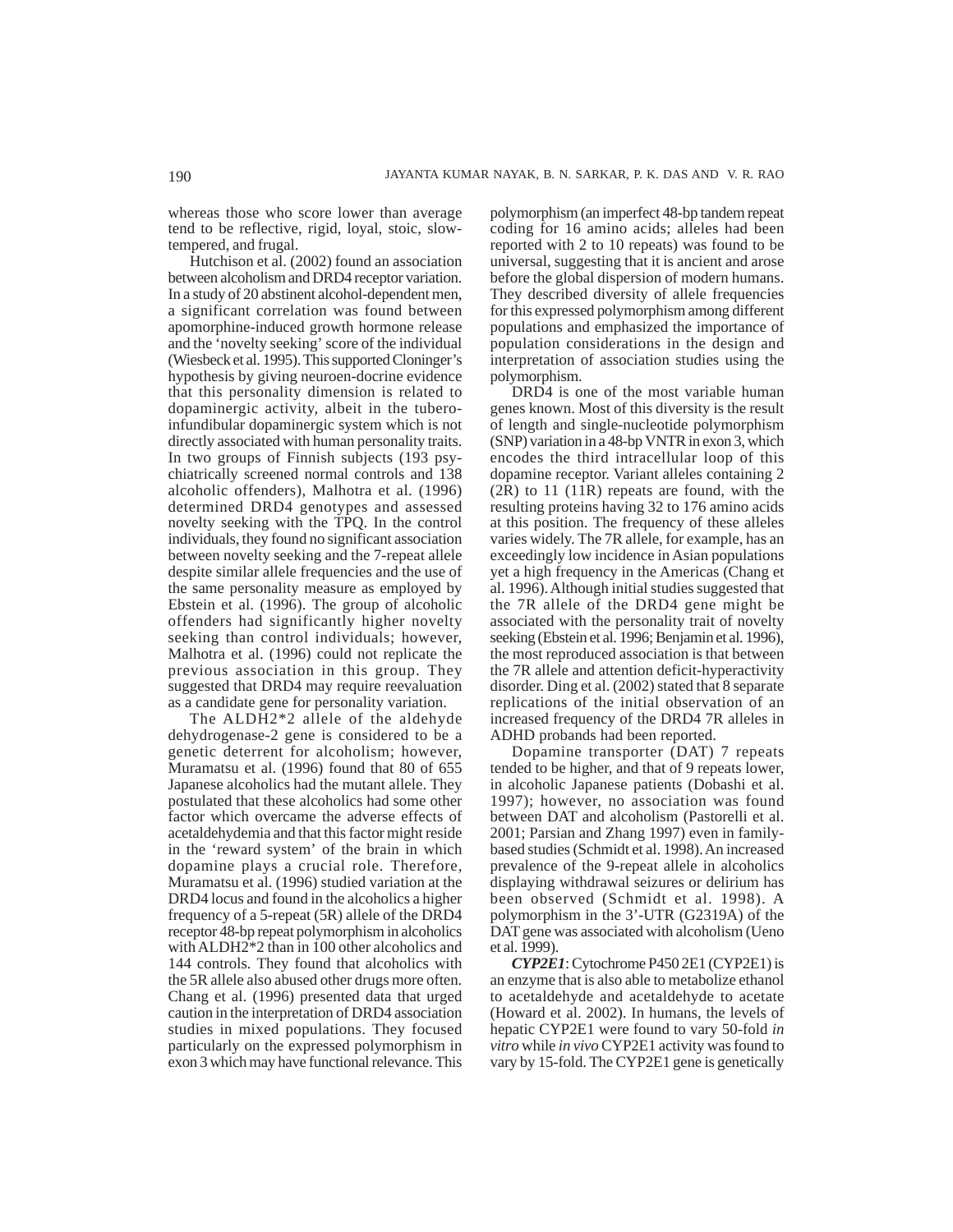whereas those who score lower than average tend to be reflective, rigid, loyal, stoic, slow-tempered, and frugal.

Hutchison et al. (2002) found an association between alcoholism and DRD4 receptor variation. In a study of 20 abstinent alcohol-dependent men, a significant correlation was found between apomorphine-induced growth hormone release and the 'novelty seeking' score of the individual (Wiesbeck et al. 1995). This supported Cloninger's hypothesis by giving neuroen-docrine evidence that this personality dimension is related to dopaminergic activity, albeit in the tubero-infundibular dopaminergic system which is not directly associated with human personality traits. In two groups of Finnish subjects (193 psy-chiatrically screened normal controls and 138 alcoholic offenders), Malhotra et al. (1996) determined DRD4 genotypes and assessed novelty seeking with the TPQ. In the control individuals, they found no significant association between novelty seeking and the 7-repeat allele despite similar allele frequencies and the use of the same personality measure as employed by Ebstein et al. (1996). The group of alcoholic offenders had significantly higher novelty seeking than control individuals; however, Malhotra et al. (1996) could not replicate the previous association in this group. They suggested that DRD4 may require reevaluation as a candidate gene for personality variation.

The ALDH2*2 allele of the aldehyde dehydrogenase-2 gene is considered to be a genetic deterrent for alcoholism; however, Muramatsu et al. (1996) found that 80 of 655 Japanese alcoholics had the mutant allele. They postulated that these alcoholics had some other factor which overcame the adverse effects of acetaldehydemia and that this factor might reside in the 'reward system' of the brain in which dopamine plays a crucial role. Therefore, Muramatsu et al. (1996) studied variation at the DRD4 locus and found in the alcoholics a higher frequency of a 5-repeat (5R) allele of the DRD4 receptor 48-bp repeat polymorphism in alcoholics with ALDH2*2 than in 100 other alcoholics and 144 controls. They found that alcoholics with the 5R allele also abused other drugs more often. Chang et al. (1996) presented data that urged caution in the interpretation of DRD4 association studies in mixed populations. They focused particularly on the expressed polymorphism in exon 3 which may have functional relevance. This polymorphism (an imperfect 48-bp tandem repeat coding for 16 amino acids; alleles had been reported with 2 to 10 repeats) was found to be universal, suggesting that it is ancient and arose before the global dispersion of modern humans. They described diversity of allele frequencies for this expressed polymorphism among different populations and emphasized the importance of population considerations in the design and interpretation of association studies using the polymorphism.

DRD4 is one of the most variable human genes known. Most of this diversity is the result of length and single-nucleotide polymorphism (SNP) variation in a 48-bp VNTR in exon 3, which encodes the third intracellular loop of this dopamine receptor. Variant alleles containing 2 (2R) to 11 (11R) repeats are found, with the resulting proteins having 32 to 176 amino acids at this position. The frequency of these alleles varies widely. The 7R allele, for example, has an exceedingly low incidence in Asian populations yet a high frequency in the Americas (Chang et al. 1996). Although initial studies suggested that the 7R allele of the DRD4 gene might be associated with the personality trait of novelty seeking (Ebstein et al. 1996; Benjamin et al. 1996), the most reproduced association is that between the 7R allele and attention deficit-hyperactivity disorder. Ding et al. (2002) stated that 8 separate replications of the initial observation of an increased frequency of the DRD4 7R alleles in ADHD probands had been reported.

Dopamine transporter (DAT) 7 repeats tended to be higher, and that of 9 repeats lower, in alcoholic Japanese patients (Dobashi et al. 1997); however, no association was found between DAT and alcoholism (Pastorelli et al. 2001; Parsian and Zhang 1997) even in family-based studies (Schmidt et al. 1998). An increased prevalence of the 9-repeat allele in alcoholics displaying withdrawal seizures or delirium has been observed (Schmidt et al. 1998). A polymorphism in the 3'-UTR (G2319A) of the DAT gene was associated with alcoholism (Ueno et al. 1999).

***CYP2E1***: Cytochrome P450 2E1 (CYP2E1) is an enzyme that is also able to metabolize ethanol to acetaldehyde and acetaldehyde to acetate (Howard et al. 2002). In humans, the levels of hepatic CYP2E1 were found to vary 50-fold *in vitro* while *in vivo* CYP2E1 activity was found to vary by 15-fold. The CYP2E1 gene is genetically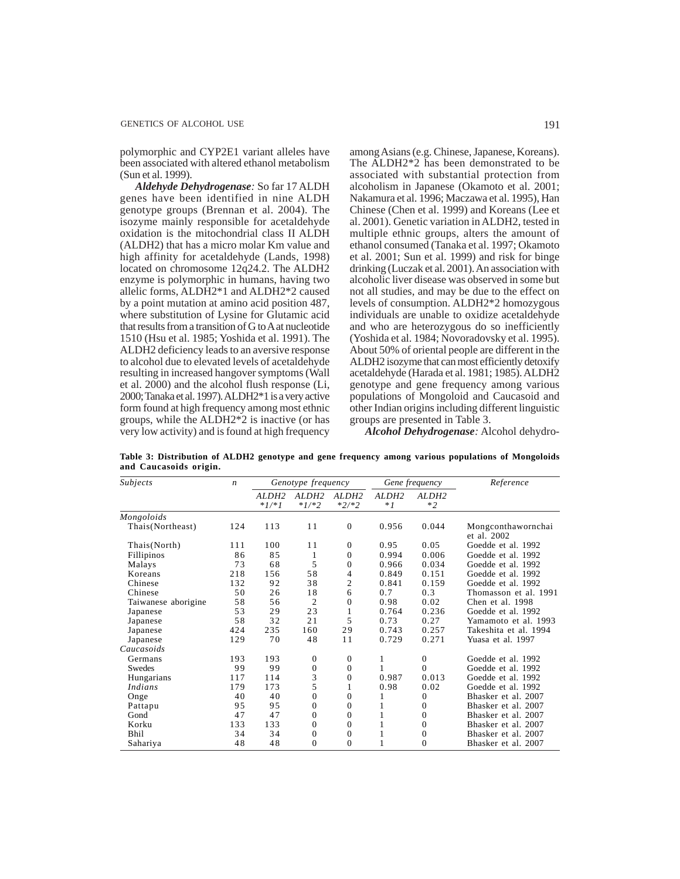polymorphic and CYP2E1 variant alleles have been associated with altered ethanol metabolism (Sun et al. 1999).

***Aldehyde Dehydrogenase:*** So far 17 ALDH genes have been identified in nine ALDH genotype groups (Brennan et al. 2004). The isozyme mainly responsible for acetaldehyde oxidation is the mitochondrial class II ALDH (ALDH2) that has a micro molar Km value and high affinity for acetaldehyde (Lands, 1998) located on chromosome 12q24.2. The ALDH2 enzyme is polymorphic in humans, having two allelic forms, ALDH2*1 and ALDH2*2 caused by a point mutation at amino acid position 487, where substitution of Lysine for Glutamic acid that results from a transition of G to A at nucleotide 1510 (Hsu et al. 1985; Yoshida et al. 1991). The ALDH2 deficiency leads to an aversive response to alcohol due to elevated levels of acetaldehyde resulting in increased hangover symptoms (Wall et al. 2000) and the alcohol flush response (Li, 2000; Tanaka et al. 1997). ALDH2*1 is a very active form found at high frequency among most ethnic groups, while the ALDH2*2 is inactive (or has very low activity) and is found at high frequency among Asians (e.g. Chinese, Japanese, Koreans). The ALDH2*2 has been demonstrated to be associated with substantial protection from alcoholism in Japanese (Okamoto et al. 2001; Nakamura et al. 1996; Maczawa et al. 1995), Han Chinese (Chen et al. 1999) and Koreans (Lee et al. 2001). Genetic variation in ALDH2, tested in multiple ethnic groups, alters the amount of ethanol consumed (Tanaka et al. 1997; Okamoto et al. 2001; Sun et al. 1999) and risk for binge drinking (Luczak et al. 2001). An association with alcoholic liver disease was observed in some but not all studies, and may be due to the effect on levels of consumption. ALDH2*2 homozygous individuals are unable to oxidize acetaldehyde and who are heterozygous do so inefficiently (Yoshida et al. 1984; Novoradovsky et al. 1995). About 50% of oriental people are different in the ALDH2 isozyme that can most efficiently detoxify acetaldehyde (Harada et al. 1981; 1985). ALDH2 genotype and gene frequency among various populations of Mongoloid and Caucasoid and other Indian origins including different linguistic groups are presented in Table 3.

**Table 3: Distribution of ALDH2 genotype and gene frequency among various populations of Mongoloids and Caucasoids origin.**

| *Subjects* | *n* | *Genotype frequency* | | | *Gene frequency* | | *Reference* |
|---|---|---|---|---|---|---|---|
| | | *ALDH2 \*1/\*1* | *ALDH2 \*1/\*2* | *ALDH2 \*2/\*2* | *ALDH2 \*1* | *ALDH2 \*2* | |
| *Mongoloids* | | | | | | | |
| Thais(Northeast) | 124 | 113 | 11 | 0 | 0.956 | 0.044 | Mongconthawornchai et al. 2002 |
| Thais(North) | 111 | 100 | 11 | 0 | 0.95 | 0.05 | Goedde et al. 1992 |
| Fillipinos | 86 | 85 | 1 | 0 | 0.994 | 0.006 | Goedde et al. 1992 |
| Malays | 73 | 68 | 5 | 0 | 0.966 | 0.034 | Goedde et al. 1992 |
| Koreans | 218 | 156 | 58 | 4 | 0.849 | 0.151 | Goedde et al. 1992 |
| Chinese | 132 | 92 | 38 | 2 | 0.841 | 0.159 | Goedde et al. 1992 |
| Chinese | 50 | 26 | 18 | 6 | 0.7 | 0.3 | Thomasson et al. 1991 |
| Taiwanese aborigine | 58 | 56 | 2 | 0 | 0.98 | 0.02 | Chen et al. 1998 |
| Japanese | 53 | 29 | 23 | 1 | 0.764 | 0.236 | Goedde et al. 1992 |
| Japanese | 58 | 32 | 21 | 5 | 0.73 | 0.27 | Yamamoto et al. 1993 |
| Japanese | 424 | 235 | 160 | 29 | 0.743 | 0.257 | Takeshita et al. 1994 |
| Japanese | 129 | 70 | 48 | 11 | 0.729 | 0.271 | Yuasa et al. 1997 |
| *Caucasoids* | | | | | | | |
| Germans | 193 | 193 | 0 | 0 | 1 | 0 | Goedde et al. 1992 |
| Swedes | 99 | 99 | 0 | 0 | 1 | 0 | Goedde et al. 1992 |
| Hungarians | 117 | 114 | 3 | 0 | 0.987 | 0.013 | Goedde et al. 1992 |
| *Indians* | 179 | 173 | 5 | 1 | 0.98 | 0.02 | Goedde et al. 1992 |
| Onge | 40 | 40 | 0 | 0 | 1 | 0 | Bhasker et al. 2007 |
| Pattapu | 95 | 95 | 0 | 0 | 1 | 0 | Bhasker et al. 2007 |
| Gond | 47 | 47 | 0 | 0 | 1 | 0 | Bhasker et al. 2007 |
| Korku | 133 | 133 | 0 | 0 | 1 | 0 | Bhasker et al. 2007 |
| Bhil | 34 | 34 | 0 | 0 | 1 | 0 | Bhasker et al. 2007 |
| Sahariya | 48 | 48 | 0 | 0 | 1 | 0 | Bhasker et al. 2007 |

***Alcohol Dehydrogenase:*** Alcohol dehydro-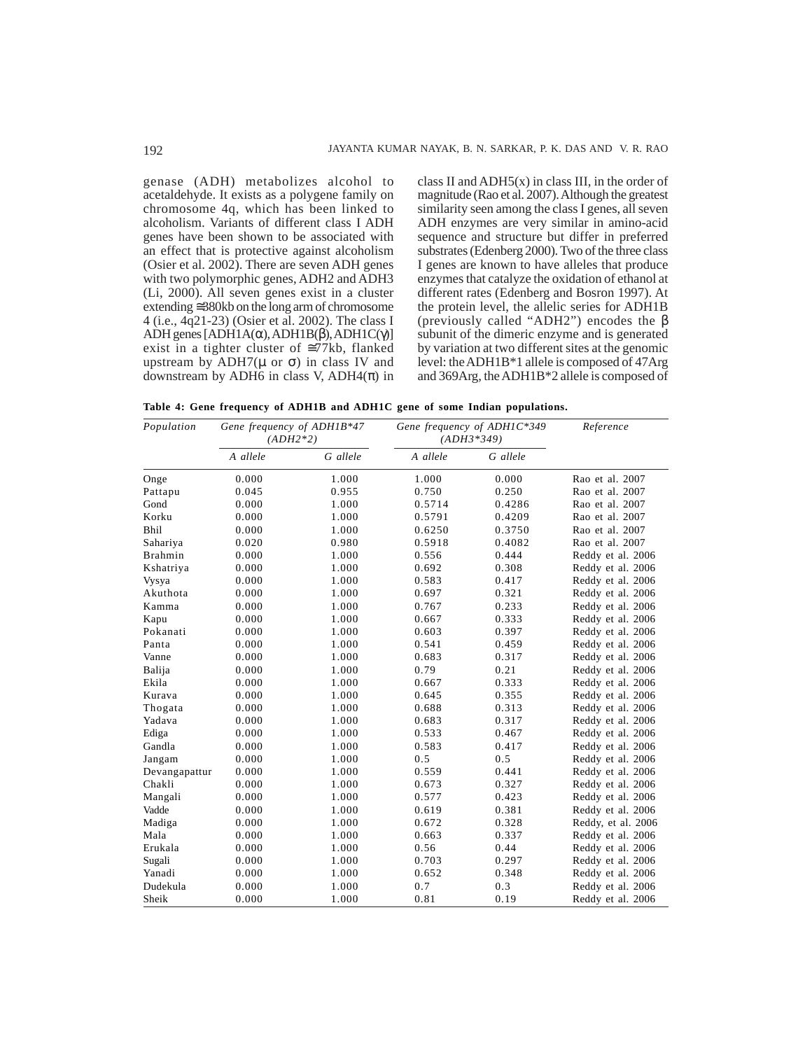genase (ADH) metabolizes alcohol to acetaldehyde. It exists as a polygene family on chromosome 4q, which has been linked to alcoholism. Variants of different class I ADH genes have been shown to be associated with an effect that is protective against alcoholism (Osier et al. 2002). There are seven ADH genes with two polymorphic genes, ADH2 and ADH3 (Li, 2000). All seven genes exist in a cluster extending ≅380kb on the long arm of chromosome 4 (i.e., 4q21-23) (Osier et al. 2002). The class I ADH genes [ADH1A(α), ADH1B(β), ADH1C(γ)] exist in a tighter cluster of ≅77kb, flanked upstream by ADH7(μ or σ) in class IV and downstream by ADH6 in class V, ADH4(π) in class II and ADH5(x) in class III, in the order of magnitude (Rao et al. 2007). Although the greatest similarity seen among the class I genes, all seven ADH enzymes are very similar in amino-acid sequence and structure but differ in preferred substrates (Edenberg 2000). Two of the three class I genes are known to have alleles that produce enzymes that catalyze the oxidation of ethanol at different rates (Edenberg and Bosron 1997). At the protein level, the allelic series for ADH1B (previously called "ADH2") encodes the β subunit of the dimeric enzyme and is generated by variation at two different sites at the genomic level: the ADH1B*1 allele is composed of 47Arg and 369Arg, the ADH1B*2 allele is composed of

**Table 4: Gene frequency of ADH1B and ADH1C gene of some Indian populations.**

| *Population* | *Gene frequency of ADH1B*47 (ADH2*2)* | | *Gene frequency of ADH1C*349 (ADH3*349)* | | *Reference* |
|---|---|---|---|---|---|
| | *A allele* | *G allele* | *A allele* | *G allele* | |
| Onge | 0.000 | 1.000 | 1.000 | 0.000 | Rao et al. 2007 |
| Pattapu | 0.045 | 0.955 | 0.750 | 0.250 | Rao et al. 2007 |
| Gond | 0.000 | 1.000 | 0.5714 | 0.4286 | Rao et al. 2007 |
| Korku | 0.000 | 1.000 | 0.5791 | 0.4209 | Rao et al. 2007 |
| Bhil | 0.000 | 1.000 | 0.6250 | 0.3750 | Rao et al. 2007 |
| Sahariya | 0.020 | 0.980 | 0.5918 | 0.4082 | Rao et al. 2007 |
| Brahmin | 0.000 | 1.000 | 0.556 | 0.444 | Reddy et al. 2006 |
| Kshatriya | 0.000 | 1.000 | 0.692 | 0.308 | Reddy et al. 2006 |
| Vysya | 0.000 | 1.000 | 0.583 | 0.417 | Reddy et al. 2006 |
| Akuthota | 0.000 | 1.000 | 0.697 | 0.321 | Reddy et al. 2006 |
| Kamma | 0.000 | 1.000 | 0.767 | 0.233 | Reddy et al. 2006 |
| Kapu | 0.000 | 1.000 | 0.667 | 0.333 | Reddy et al. 2006 |
| Pokanati | 0.000 | 1.000 | 0.603 | 0.397 | Reddy et al. 2006 |
| Panta | 0.000 | 1.000 | 0.541 | 0.459 | Reddy et al. 2006 |
| Vanne | 0.000 | 1.000 | 0.683 | 0.317 | Reddy et al. 2006 |
| Balija | 0.000 | 1.000 | 0.79 | 0.21 | Reddy et al. 2006 |
| Ekila | 0.000 | 1.000 | 0.667 | 0.333 | Reddy et al. 2006 |
| Kurava | 0.000 | 1.000 | 0.645 | 0.355 | Reddy et al. 2006 |
| Thogata | 0.000 | 1.000 | 0.688 | 0.313 | Reddy et al. 2006 |
| Yadava | 0.000 | 1.000 | 0.683 | 0.317 | Reddy et al. 2006 |
| Ediga | 0.000 | 1.000 | 0.533 | 0.467 | Reddy et al. 2006 |
| Gandla | 0.000 | 1.000 | 0.583 | 0.417 | Reddy et al. 2006 |
| Jangam | 0.000 | 1.000 | 0.5 | 0.5 | Reddy et al. 2006 |
| Devangapattur | 0.000 | 1.000 | 0.559 | 0.441 | Reddy et al. 2006 |
| Chakli | 0.000 | 1.000 | 0.673 | 0.327 | Reddy et al. 2006 |
| Mangali | 0.000 | 1.000 | 0.577 | 0.423 | Reddy et al. 2006 |
| Vadde | 0.000 | 1.000 | 0.619 | 0.381 | Reddy et al. 2006 |
| Madiga | 0.000 | 1.000 | 0.672 | 0.328 | Reddy, et al. 2006 |
| Mala | 0.000 | 1.000 | 0.663 | 0.337 | Reddy et al. 2006 |
| Erukala | 0.000 | 1.000 | 0.56 | 0.44 | Reddy et al. 2006 |
| Sugali | 0.000 | 1.000 | 0.703 | 0.297 | Reddy et al. 2006 |
| Yanadi | 0.000 | 1.000 | 0.652 | 0.348 | Reddy et al. 2006 |
| Dudekula | 0.000 | 1.000 | 0.7 | 0.3 | Reddy et al. 2006 |
| Sheik | 0.000 | 1.000 | 0.81 | 0.19 | Reddy et al. 2006 |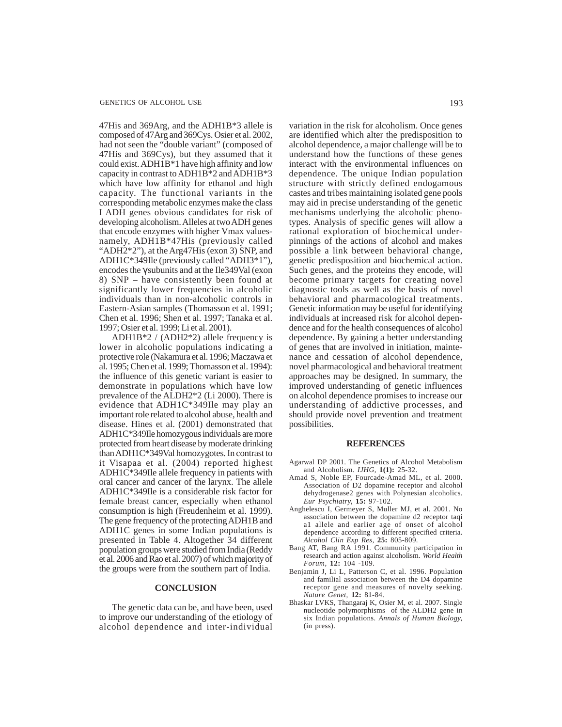47His and 369Arg, and the ADH1B*3 allele is composed of 47Arg and 369Cys. Osier et al. 2002, had not seen the "double variant" (composed of 47His and 369Cys), but they assumed that it could exist. ADH1B*1 have high affinity and low capacity in contrast to ADH1B*2 and ADH1B*3 which have low affinity for ethanol and high capacity. The functional variants in the corresponding metabolic enzymes make the class I ADH genes obvious candidates for risk of developing alcoholism. Alleles at two ADH genes that encode enzymes with higher Vmax values- namely, ADH1B*47His (previously called "ADH2*2"), at the Arg47His (exon 3) SNP, and ADH1C*349Ile (previously called "ADH3*1"), encodes the γ subunits and at the Ile349Val (exon 8) SNP – have consistently been found at significantly lower frequencies in alcoholic individuals than in non-alcoholic controls in Eastern-Asian samples (Thomasson et al. 1991; Chen et al. 1996; Shen et al. 1997; Tanaka et al. 1997; Osier et al. 1999; Li et al. 2001).

ADH1B*2 / (ADH2*2) allele frequency is lower in alcoholic populations indicating a protective role (Nakamura et al. 1996; Maczawa et al. 1995; Chen et al. 1999; Thomasson et al. 1994): the influence of this genetic variant is easier to demonstrate in populations which have low prevalence of the ALDH2*2 (Li 2000). There is evidence that ADH1C*349Ile may play an important role related to alcohol abuse, health and disease. Hines et al. (2001) demonstrated that ADH1C*349Ile homozygous individuals are more protected from heart disease by moderate drinking than ADH1C*349Val homozygotes. In contrast to it Visapaa et al. (2004) reported highest ADH1C*349Ile allele frequency in patients with oral cancer and cancer of the larynx. The allele ADH1C*349Ile is a considerable risk factor for female breast cancer, especially when ethanol consumption is high (Freudenheim et al. 1999). The gene frequency of the protecting ADH1B and ADH1C genes in some Indian populations is presented in Table 4. Altogether 34 different population groups were studied from India (Reddy et al. 2006 and Rao et al. 2007) of which majority of the groups were from the southern part of India.

## CONCLUSION

The genetic data can be, and have been, used to improve our understanding of the etiology of alcohol dependence and inter-individual variation in the risk for alcoholism. Once genes are identified which alter the predisposition to alcohol dependence, a major challenge will be to understand how the functions of these genes interact with the environmental influences on dependence. The unique Indian population structure with strictly defined endogamous castes and tribes maintaining isolated gene pools may aid in precise understanding of the genetic mechanisms underlying the alcoholic phenotypes. Analysis of specific genes will allow a rational exploration of biochemical underpinnings of the actions of alcohol and makes possible a link between behavioral change, genetic predisposition and biochemical action. Such genes, and the proteins they encode, will become primary targets for creating novel diagnostic tools as well as the basis of novel behavioral and pharmacological treatments. Genetic information may be useful for identifying individuals at increased risk for alcohol dependence and for the health consequences of alcohol dependence. By gaining a better understanding of genes that are involved in initiation, maintenance and cessation of alcohol dependence, novel pharmacological and behavioral treatment approaches may be designed. In summary, the improved understanding of genetic influences on alcohol dependence promises to increase our understanding of addictive processes, and should provide novel prevention and treatment possibilities.

## REFERENCES

Agarwal DP 2001. The Genetics of Alcohol Metabolism and Alcoholism. *IJHG*, **1(1):** 25-32.

Amad S, Noble EP, Fourcade-Amad ML, et al. 2000. Association of D2 dopamine receptor and alcohol dehydrogenase2 genes with Polynesian alcoholics. *Eur Psychiatry*, **15:** 97-102.

Anghelescu I, Germeyer S, Muller MJ, et al. 2001. No association between the dopamine d2 receptor taqi a1 allele and earlier age of onset of alcohol dependence according to different specified criteria. *Alcohol Clin Exp Res*, **25:** 805-809.

Bang AT, Bang RA 1991. Community participation in research and action against alcoholism. *World Health Forum*, **12:** 104 -109.

Benjamin J, Li L, Patterson C, et al. 1996. Population and familial association between the D4 dopamine receptor gene and measures of novelty seeking. *Nature Genet*, **12:** 81-84.

Bhaskar LVKS, Thangaraj K, Osier M, et al. 2007. Single nucleotide polymorphisms of the ALDH2 gene in six Indian populations. *Annals of Human Biology*, (in press).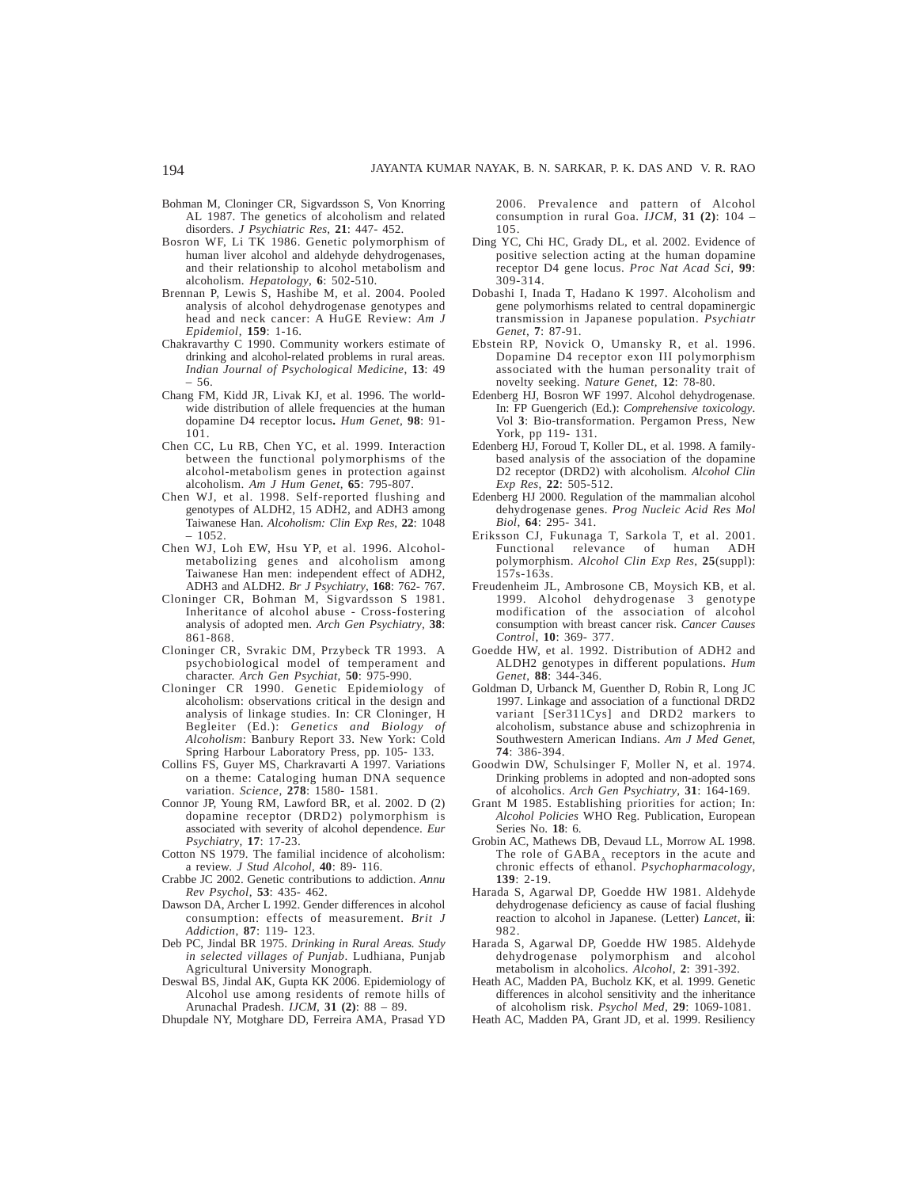Bohman M, Cloninger CR, Sigvardsson S, Von Knorring AL 1987. The genetics of alcoholism and related disorders. *J Psychiatric Res*, **21**: 447- 452.

Bosron WF, Li TK 1986. Genetic polymorphism of human liver alcohol and aldehyde dehydrogenases, and their relationship to alcohol metabolism and alcoholism. *Hepatology*, **6**: 502-510.

Brennan P, Lewis S, Hashibe M, et al. 2004. Pooled analysis of alcohol dehydrogenase genotypes and head and neck cancer: A HuGE Review: *Am J Epidemiol*, **159**: 1-16.

Chakravarthy C 1990. Community workers estimate of drinking and alcohol-related problems in rural areas. *Indian Journal of Psychological Medicine*, **13**: 49 – 56.

Chang FM, Kidd JR, Livak KJ, et al. 1996. The world-wide distribution of allele frequencies at the human dopamine D4 receptor locus**.** *Hum Genet*, **98**: 91-101.

Chen CC, Lu RB, Chen YC, et al. 1999. Interaction between the functional polymorphisms of the alcohol-metabolism genes in protection against alcoholism. *Am J Hum Genet*, **65**: 795-807.

Chen WJ, et al. 1998. Self-reported flushing and genotypes of ALDH2, 15 ADH2, and ADH3 among Taiwanese Han. *Alcoholism: Clin Exp Res*, **22**: 1048 – 1052.

Chen WJ, Loh EW, Hsu YP, et al. 1996. Alcohol-metabolizing genes and alcoholism among Taiwanese Han men: independent effect of ADH2, ADH3 and ALDH2. *Br J Psychiatry*, **168**: 762- 767.

Cloninger CR, Bohman M, Sigvardsson S 1981. Inheritance of alcohol abuse - Cross-fostering analysis of adopted men. *Arch Gen Psychiatry*, **38**: 861-868.

Cloninger CR, Svrakic DM, Przybeck TR 1993. A psychobiological model of temperament and character. *Arch Gen Psychiat*, **50**: 975-990.

Cloninger CR 1990. Genetic Epidemiology of alcoholism: observations critical in the design and analysis of linkage studies. In: CR Cloninger, H Begleiter (Ed.): *Genetics and Biology of Alcoholism*: Banbury Report 33. New York: Cold Spring Harbour Laboratory Press, pp. 105- 133.

Collins FS, Guyer MS, Charkravarti A 1997. Variations on a theme: Cataloging human DNA sequence variation. *Science*, **278**: 1580- 1581.

Connor JP, Young RM, Lawford BR, et al. 2002. D (2) dopamine receptor (DRD2) polymorphism is associated with severity of alcohol dependence. *Eur Psychiatry*, **17**: 17-23.

Cotton NS 1979. The familial incidence of alcoholism: a review. *J Stud Alcohol*, **40**: 89- 116.

Crabbe JC 2002. Genetic contributions to addiction. *Annu Rev Psychol*, **53**: 435- 462.

Dawson DA, Archer L 1992. Gender differences in alcohol consumption: effects of measurement. *Brit J Addiction*, **87**: 119- 123.

Deb PC, Jindal BR 1975. *Drinking in Rural Areas. Study in selected villages of Punjab*. Ludhiana, Punjab Agricultural University Monograph.

Deswal BS, Jindal AK, Gupta KK 2006. Epidemiology of Alcohol use among residents of remote hills of Arunachal Pradesh. *IJCM*, **31 (2)**: 88 – 89.

Dhupdale NY, Motghare DD, Ferreira AMA, Prasad YD 2006. Prevalence and pattern of Alcohol consumption in rural Goa. *IJCM*, **31 (2)**: 104 – 105.

Ding YC, Chi HC, Grady DL, et al. 2002. Evidence of positive selection acting at the human dopamine receptor D4 gene locus. *Proc Nat Acad Sci*, **99**: 309-314.

Dobashi I, Inada T, Hadano K 1997. Alcoholism and gene polymorhisms related to central dopaminergic transmission in Japanese population. *Psychiatr Genet*, **7**: 87-91.

Ebstein RP, Novick O, Umansky R, et al. 1996. Dopamine D4 receptor exon III polymorphism associated with the human personality trait of novelty seeking. *Nature Genet*, **12**: 78-80.

Edenberg HJ, Bosron WF 1997. Alcohol dehydrogenase. In: FP Guengerich (Ed.): *Comprehensive toxicology*. Vol **3**: Bio-transformation. Pergamon Press, New York, pp 119- 131.

Edenberg HJ, Foroud T, Koller DL, et al. 1998. A family-based analysis of the association of the dopamine D2 receptor (DRD2) with alcoholism. *Alcohol Clin Exp Res*, **22**: 505-512.

Edenberg HJ 2000. Regulation of the mammalian alcohol dehydrogenase genes. *Prog Nucleic Acid Res Mol Biol*, **64**: 295- 341.

Eriksson CJ, Fukunaga T, Sarkola T, et al. 2001. Functional relevance of human ADH polymorphism. *Alcohol Clin Exp Res*, **25**(suppl): 157s-163s.

Freudenheim JL, Ambrosone CB, Moysich KB, et al. 1999. Alcohol dehydrogenase 3 genotype modification of the association of alcohol consumption with breast cancer risk. *Cancer Causes Control*, **10**: 369- 377.

Goedde HW, et al. 1992. Distribution of ADH2 and ALDH2 genotypes in different populations. *Hum Genet*, **88**: 344-346.

Goldman D, Urbanck M, Guenther D, Robin R, Long JC 1997. Linkage and association of a functional DRD2 variant [Ser311Cys] and DRD2 markers to alcoholism, substance abuse and schizophrenia in Southwestern American Indians. *Am J Med Genet*, **74**: 386-394.

Goodwin DW, Schulsinger F, Moller N, et al. 1974. Drinking problems in adopted and non-adopted sons of alcoholics. *Arch Gen Psychiatry*, **31**: 164-169.

Grant M 1985. Establishing priorities for action; In: *Alcohol Policies* WHO Reg. Publication, European Series No. **18**: 6.

Grobin AC, Mathews DB, Devaud LL, Morrow AL 1998. The role of $GABA_A$ receptors in the acute and chronic effects of ethanol. *Psychopharmacology*, **139**: 2-19.

Harada S, Agarwal DP, Goedde HW 1981. Aldehyde dehydrogenase deficiency as cause of facial flushing reaction to alcohol in Japanese. (Letter) *Lancet*, **ii**: 982.

Harada S, Agarwal DP, Goedde HW 1985. Aldehyde dehydrogenase polymorphism and alcohol metabolism in alcoholics. *Alcohol*, **2**: 391-392.

Heath AC, Madden PA, Bucholz KK, et al. 1999. Genetic differences in alcohol sensitivity and the inheritance of alcoholism risk. *Psychol Med*, **29**: 1069-1081.

Heath AC, Madden PA, Grant JD, et al. 1999. Resiliency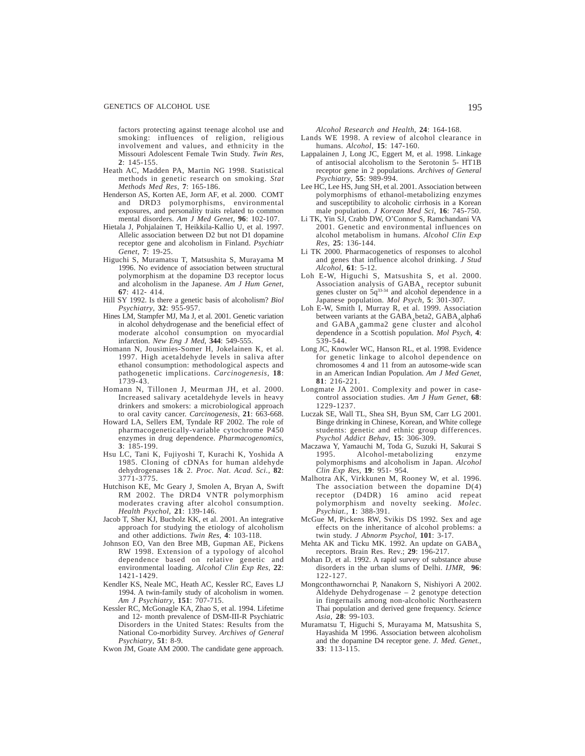factors protecting against teenage alcohol use and smoking: influences of religion, religious involvement and values, and ethnicity in the Missouri Adolescent Female Twin Study. *Twin Res*, **2**: 145-155.

Heath AC, Madden PA, Martin NG 1998. Statistical methods in genetic research on smoking. *Stat Methods Med Res*, **7**: 165-186.

Henderson AS, Korten AE, Jorm AF, et al. 2000. COMT and DRD3 polymorphisms, environmental exposures, and personality traits related to common mental disorders. *Am J Med Genet*, **96**: 102-107.

Hietala J, Pohjalainen T, Heikkila-Kallio U, et al. 1997. Allelic association between D2 but not D1 dopamine receptor gene and alcoholism in Finland. *Psychiatr Genet*, **7**: 19-25.

Higuchi S, Muramatsu T, Matsushita S, Murayama M 1996. No evidence of association between structural polymorphism at the dopamine D3 receptor locus and alcoholism in the Japanese. *Am J Hum Genet*, **67**: 412- 414.

Hill SY 1992. Is there a genetic basis of alcoholism? *Biol Psychiatry*, **32**: 955-957.

Hines LM, Stampfer MJ, Ma J, et al. 2001. Genetic variation in alcohol dehydrogenase and the beneficial effect of moderate alcohol consumption on myocardial infarction. *New Eng J Med*, **344**: 549-555.

Homann N, Jousimies-Somer H, Jokelainen K, et al. 1997. High acetaldehyde levels in saliva after ethanol consumption: methodological aspects and pathogenetic implications. *Carcinogenesis*, **18**: 1739-43.

Homann N, Tillonen J, Meurman JH, et al. 2000. Increased salivary acetaldehyde levels in heavy drinkers and smokers: a microbiological approach to oral cavity cancer. *Carcinogenesis*, **21**: 663-668.

Howard LA, Sellers EM, Tyndale RF 2002. The role of pharmacogenetically-variable cytochrome P450 enzymes in drug dependence. *Pharmacogenomics*, **3**: 185-199.

Hsu LC, Tani K, Fujiyoshi T, Kurachi K, Yoshida A 1985. Cloning of cDNAs for human aldehyde dehydrogenases 1& 2. *Proc. Nat. Acad. Sci.*, **82**: 3771-3775.

Hutchison KE, Mc Geary J, Smolen A, Bryan A, Swift RM 2002. The DRD4 VNTR polymorphism moderates craving after alcohol consumption. *Health Psychol*, **21**: 139-146.

Jacob T, Sher KJ, Bucholz KK, et al. 2001. An integrative approach for studying the etiology of alcoholism and other addictions. *Twin Res*, **4**: 103-118.

Johnson EO, Van den Bree MB, Gupman AE, Pickens RW 1998. Extension of a typology of alcohol dependence based on relative genetic and environmental loading. *Alcohol Clin Exp Res*, **22**: 1421-1429.

Kendler KS, Neale MC, Heath AC, Kessler RC, Eaves LJ 1994. A twin-family study of alcoholism in women. *Am J Psychiatry*, **151**: 707-715.

Kessler RC, McGonagle KA, Zhao S, et al. 1994. Lifetime and 12- month prevalence of DSM-III-R Psychiatric Disorders in the United States: Results from the National Co-morbidity Survey. *Archives of General Psychiatry*, **51**: 8-9.

Kwon JM, Goate AM 2000. The candidate gene approach. *Alcohol Research and Health*, **24**: 164-168.

Lands WE 1998. A review of alcohol clearance in humans. *Alcohol*, **15**: 147-160.

Lappalainen J, Long JC, Eggert M, et al. 1998. Linkage of antisocial alcoholism to the Serotonin 5- HT1B receptor gene in 2 populations. *Archives of General Psychiatry*, **55**: 989-994.

Lee HC, Lee HS, Jung SH, et al. 2001. Association between polymorphisms of ethanol-metabolizing enzymes and susceptibility to alcoholic cirrhosis in a Korean male population. *J Korean Med Sci*, **16**: 745-750.

Li TK, Yin SJ, Crabb DW, O'Connor S, Ramchandani VA 2001. Genetic and environmental influences on alcohol metabolism in humans. *Alcohol Clin Exp Res*, **25**: 136-144.

Li TK 2000. Pharmacogenetics of responses to alcohol and genes that influence alcohol drinking. *J Stud Alcohol*, **61**: 5-12.

Loh E-W, Higuchi S, Matsushita S, et al. 2000. Association analysis of $GABA_A$ receptor subunit genes cluster on $5q^{33-34}$ and alcohol dependence in a Japanese population. *Mol Psych*, **5**: 301-307.

Loh E-W, Smith I, Murray R, et al. 1999. Association between variants at the $GABA_A$beta2, $GABA_A$alpha6 and $GABA_A$gamma2 gene cluster and alcohol dependence in a Scottish population. *Mol Psych*, **4**: 539-544.

Long JC, Knowler WC, Hanson RL, et al. 1998. Evidence for genetic linkage to alcohol dependence on chromosomes 4 and 11 from an autosome-wide scan in an American Indian Population. *Am J Med Genet*, **81**: 216-221.

Longmate JA 2001. Complexity and power in case-control association studies. *Am J Hum Genet*, **68**: 1229-1237.

Luczak SE, Wall TL, Shea SH, Byun SM, Carr LG 2001. Binge drinking in Chinese, Korean, and White college students: genetic and ethnic group differences. *Psychol Addict Behav*, **15**: 306-309.

Maczawa Y, Yamauchi M, Toda G, Suzuki H, Sakurai S 1995. Alcohol-metabolizing enzyme polymorphisms and alcoholism in Japan. *Alcohol Clin Exp Res*, **19**: 951- 954.

Malhotra AK, Virkkunen M, Rooney W, et al. 1996. The association between the dopamine D(4) receptor (D4DR) 16 amino acid repeat polymorphism and novelty seeking. *Molec. Psychiat.*, **1**: 388-391.

McGue M, Pickens RW, Svikis DS 1992. Sex and age effects on the inheritance of alcohol problems: a twin study. *J Abnorm Psychol*, **101**: 3-17.

Mehta AK and Ticku MK. 1992. An update on $GABA_A$ receptors. Brain Res. Rev.; **29**: 196-217.

Mohan D, et al. 1992. A rapid survey of substance abuse disorders in the urban slums of Delhi. *IJMR*, **96**: 122-127.

Mongconthaworchai P, Nanakorn S, Nishiyori A 2002. Aldehyde Dehydrogenase – 2 genotype detection in fingernails among non-alcoholic Northeastern Thai population and derived gene frequency. *Science Asia*, **28**: 99-103.

Muramatsu T, Higuchi S, Murayama M, Matsushita S, Hayashida M 1996. Association between alcoholism and the dopamine D4 receptor gene. *J. Med. Genet.*, **33**: 113-115.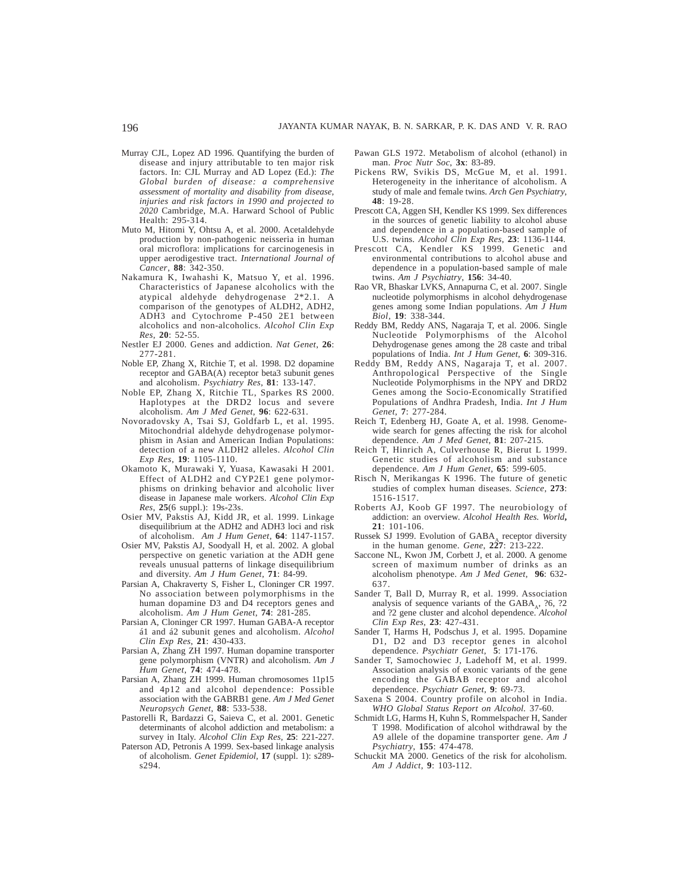Murray CJL, Lopez AD 1996. Quantifying the burden of disease and injury attributable to ten major risk factors. In: CJL Murray and AD Lopez (Ed.): *The Global burden of disease: a comprehensive assessment of mortality and disability from disease, injuries and risk factors in 1990 and projected to 2020* Cambridge, M.A. Harward School of Public Health: 295-314.

Muto M, Hitomi Y, Ohtsu A, et al. 2000. Acetaldehyde production by non-pathogenic neisseria in human oral microflora: implications for carcinogenesis in upper aerodigestive tract. *International Journal of Cancer*, **88**: 342-350.

Nakamura K, Iwahashi K, Matsuo Y, et al. 1996. Characteristics of Japanese alcoholics with the atypical aldehyde dehydrogenase 2*2.1. A comparison of the genotypes of ALDH2, ADH2, ADH3 and Cytochrome P-450 2E1 between alcoholics and non-alcoholics. *Alcohol Clin Exp Res*, **20**: 52-55.

Nestler EJ 2000. Genes and addiction. *Nat Genet*, **26**: 277-281.

Noble EP, Zhang X, Ritchie T, et al. 1998. D2 dopamine receptor and GABA(A) receptor beta3 subunit genes and alcoholism. *Psychiatry Res*, **81**: 133-147.

Noble EP, Zhang X, Ritchie TL, Sparkes RS 2000. Haplotypes at the DRD2 locus and severe alcoholism. *Am J Med Genet*, **96**: 622-631.

Novoradovsky A, Tsai SJ, Goldfarb L, et al. 1995. Mitochondrial aldehyde dehydrogenase polymorphism in Asian and American Indian Populations: detection of a new ALDH2 alleles. *Alcohol Clin Exp Res*, **19**: 1105-1110.

Okamoto K, Murawaki Y, Yuasa, Kawasaki H 2001. Effect of ALDH2 and CYP2E1 gene polymorphisms on drinking behavior and alcoholic liver disease in Japanese male workers. *Alcohol Clin Exp Res*, **25**(6 suppl.): 19s-23s.

Osier MV, Pakstis AJ, Kidd JR, et al. 1999. Linkage disequilibrium at the ADH2 and ADH3 loci and risk of alcoholism. *Am J Hum Genet*, **64**: 1147-1157.

Osier MV, Pakstis AJ, Soodyall H, et al. 2002. A global perspective on genetic variation at the ADH gene reveals unusual patterns of linkage disequilibrium and diversity. *Am J Hum Genet*, **71**: 84-99.

Parsian A, Chakraverty S, Fisher L, Cloninger CR 1997. No association between polymorphisms in the human dopamine D3 and D4 receptors genes and alcoholism. *Am J Hum Genet*, **74**: 281-285.

Parsian A, Cloninger CR 1997. Human GABA-A receptor á1 and á2 subunit genes and alcoholism. *Alcohol Clin Exp Res*, **21**: 430-433.

Parsian A, Zhang ZH 1997. Human dopamine transporter gene polymorphism (VNTR) and alcoholism. *Am J Hum Genet*, **74**: 474-478.

Parsian A, Zhang ZH 1999. Human chromosomes 11p15 and 4p12 and alcohol dependence: Possible association with the GABRB1 gene. *Am J Med Genet Neuropsych Genet*, **88**: 533-538.

Pastorelli R, Bardazzi G, Saieva C, et al. 2001. Genetic determinants of alcohol addiction and metabolism: a survey in Italy. *Alcohol Clin Exp Res*, **25**: 221-227.

Paterson AD, Petronis A 1999. Sex-based linkage analysis of alcoholism. *Genet Epidemiol*, **17** (suppl. 1): s289-s294.

Pawan GLS 1972. Metabolism of alcohol (ethanol) in man. *Proc Nutr Soc*, **3x**: 83-89.

Pickens RW, Svikis DS, McGue M, et al. 1991. Heterogeneity in the inheritance of alcoholism. A study of male and female twins. *Arch Gen Psychiatry*, **48**: 19-28.

Prescott CA, Aggen SH, Kendler KS 1999. Sex differences in the sources of genetic liability to alcohol abuse and dependence in a population-based sample of U.S. twins. *Alcohol Clin Exp Res*, **23**: 1136-1144.

Prescott CA, Kendler KS 1999. Genetic and environmental contributions to alcohol abuse and dependence in a population-based sample of male twins. *Am J Psychiatry*, **156**: 34-40.

Rao VR, Bhaskar LVKS, Annapurna C, et al. 2007. Single nucleotide polymorphisms in alcohol dehydrogenase genes among some Indian populations. *Am J Hum Biol*, **19**: 338-344.

Reddy BM, Reddy ANS, Nagaraja T, et al. 2006. Single Nucleotide Polymorphisms of the Alcohol Dehydrogenase genes among the 28 caste and tribal populations of India. *Int J Hum Genet*, **6**: 309-316.

Reddy BM, Reddy ANS, Nagaraja T, et al. 2007. Anthropological Perspective of the Single Nucleotide Polymorphisms in the NPY and DRD2 Genes among the Socio-Economically Stratified Populations of Andhra Pradesh, India. *Int J Hum Genet*, **7**: 277-284.

Reich T, Edenberg HJ, Goate A, et al. 1998. Genome-wide search for genes affecting the risk for alcohol dependence. *Am J Med Genet*, **81**: 207-215.

Reich T, Hinrich A, Culverhouse R, Bierut L 1999. Genetic studies of alcoholism and substance dependence. *Am J Hum Genet*, **65**: 599-605.

Risch N, Merikangas K 1996. The future of genetic studies of complex human diseases. *Science*, **273**: 1516-1517.

Roberts AJ, Koob GF 1997. The neurobiology of addiction: an overview. *Alcohol Health Res. World*, **21**: 101-106.

Russek SJ 1999. Evolution of $GABA_A$ receptor diversity in the human genome. *Gene*, **227**: 213-222.

Saccone NL, Kwon JM, Corbett J, et al. 2000. A genome screen of maximum number of drinks as an alcoholism phenotype. *Am J Med Genet*, **96**: 632-637.

Sander T, Ball D, Murray R, et al. 1999. Association analysis of sequence variants of the $GABA_A$, ?6, ?2 and ?2 gene cluster and alcohol dependence. *Alcohol Clin Exp Res*, **23**: 427-431.

Sander T, Harms H, Podschus J, et al. 1995. Dopamine D1, D2 and D3 receptor genes in alcohol dependence. *Psychiatr Genet*, **5**: 171-176.

Sander T, Samochowiec J, Ladehoff M, et al. 1999. Association analysis of exonic variants of the gene encoding the GABAB receptor and alcohol dependence. *Psychiatr Genet*, **9**: 69-73.

Saxena S 2004. Country profile on alcohol in India. *WHO Global Status Report on Alcohol.* 37-60.

Schmidt LG, Harms H, Kuhn S, Rommelspacher H, Sander T 1998. Modification of alcohol withdrawal by the A9 allele of the dopamine transporter gene. *Am J Psychiatry*, **155**: 474-478.

Schuckit MA 2000. Genetics of the risk for alcoholism. *Am J Addict*, **9**: 103-112.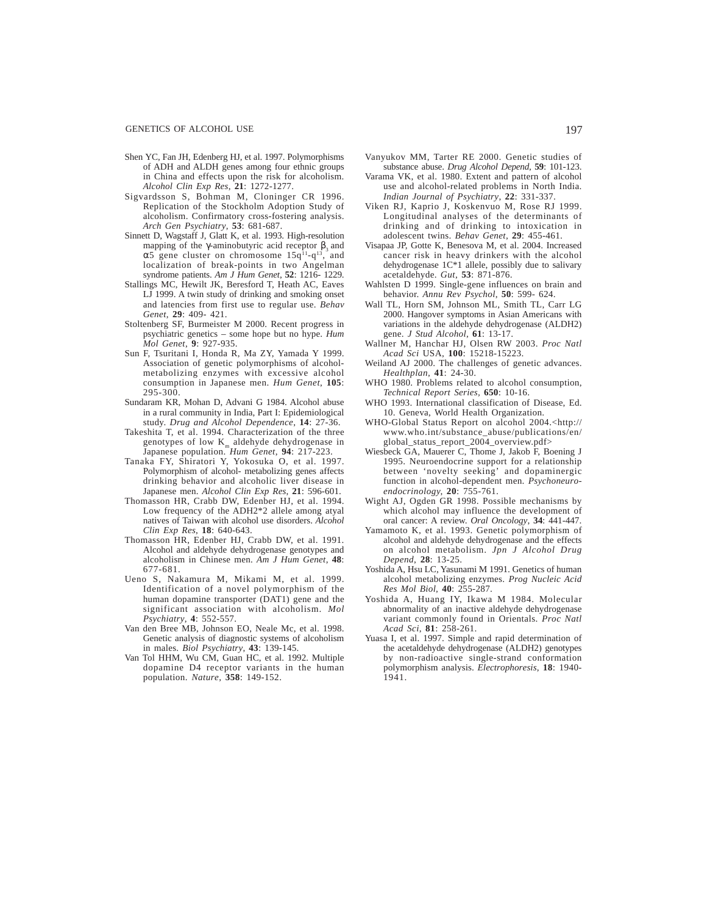Shen YC, Fan JH, Edenberg HJ, et al. 1997. Polymorphisms of ADH and ALDH genes among four ethnic groups in China and effects upon the risk for alcoholism. *Alcohol Clin Exp Res*, **21**: 1272-1277.

Sigvardsson S, Bohman M, Cloninger CR 1996. Replication of the Stockholm Adoption Study of alcoholism. Confirmatory cross-fostering analysis. *Arch Gen Psychiatry*, **53**: 681-687.

Sinnett D, Wagstaff J, Glatt K, et al. 1993. High-resolution mapping of the γ-aminobutyric acid receptor $\beta_3$ and α5 gene cluster on chromosome $15q^{11}$-$q^{13}$, and localization of break-points in two Angelman syndrome patients. *Am J Hum Genet*, **52**: 1216- 1229.

Stallings MC, Hewilt JK, Beresford T, Heath AC, Eaves LJ 1999. A twin study of drinking and smoking onset and latencies from first use to regular use. *Behav Genet*, **29**: 409- 421.

Stoltenberg SF, Burmeister M 2000. Recent progress in psychiatric genetics – some hope but no hype. *Hum Mol Genet*, **9**: 927-935.

Sun F, Tsuritani I, Honda R, Ma ZY, Yamada Y 1999. Association of genetic polymorphisms of alcohol-metabolizing enzymes with excessive alcohol consumption in Japanese men. *Hum Genet*, **105**: 295-300.

Sundaram KR, Mohan D, Advani G 1984. Alcohol abuse in a rural community in India, Part I: Epidemiological study. *Drug and Alcohol Dependence*, **14**: 27-36.

Takeshita T, et al. 1994. Characterization of the three genotypes of low $K_m$ aldehyde dehydrogenase in Japanese population. *Hum Genet*, **94**: 217-223.

Tanaka FY, Shiratori Y, Yokosuka O, et al. 1997. Polymorphism of alcohol- metabolizing genes affects drinking behavior and alcoholic liver disease in Japanese men. *Alcohol Clin Exp Res*, **21**: 596-601.

Thomasson HR, Crabb DW, Edenber HJ, et al. 1994. Low frequency of the ADH2*2 allele among atyal natives of Taiwan with alcohol use disorders. *Alcohol Clin Exp Res*, **18**: 640-643.

Thomasson HR, Edenber HJ, Crabb DW, et al. 1991. Alcohol and aldehyde dehydrogenase genotypes and alcoholism in Chinese men. *Am J Hum Genet*, **48**: 677-681.

Ueno S, Nakamura M, Mikami M, et al. 1999. Identification of a novel polymorphism of the human dopamine transporter (DAT1) gene and the significant association with alcoholism. *Mol Psychiatry*, **4**: 552-557.

Van den Bree MB, Johnson EO, Neale Mc, et al. 1998. Genetic analysis of diagnostic systems of alcoholism in males. *Biol Psychiatry*, **43**: 139-145.

Van Tol HHM, Wu CM, Guan HC, et al. 1992. Multiple dopamine D4 receptor variants in the human population. *Nature*, **358**: 149-152.

Vanyukov MM, Tarter RE 2000. Genetic studies of substance abuse. *Drug Alcohol Depend*, **59**: 101-123.

Varama VK, et al. 1980. Extent and pattern of alcohol use and alcohol-related problems in North India. *Indian Journal of Psychiatry*, **22**: 331-337.

Viken RJ, Kaprio J, Koskenvuo M, Rose RJ 1999. Longitudinal analyses of the determinants of drinking and of drinking to intoxication in adolescent twins. *Behav Genet*, **29**: 455-461.

Visapaa JP, Gotte K, Benesova M, et al. 2004. Increased cancer risk in heavy drinkers with the alcohol dehydrogenase 1C*1 allele, possibly due to salivary acetaldehyde. *Gut*, **53**: 871-876.

Wahlsten D 1999. Single-gene influences on brain and behavior. *Annu Rev Psychol*, **50**: 599- 624.

Wall TL, Horn SM, Johnson ML, Smith TL, Carr LG 2000. Hangover symptoms in Asian Americans with variations in the aldehyde dehydrogenase (ALDH2) gene. *J Stud Alcohol*, **61**: 13-17.

Wallner M, Hanchar HJ, Olsen RW 2003. *Proc Natl Acad Sci* USA, **100**: 15218-15223.

Weiland AJ 2000. The challenges of genetic advances. *Healthplan*, **41**: 24-30.

WHO 1980. Problems related to alcohol consumption, *Technical Report Series*, **650**: 10-16.

WHO 1993. International classification of Disease, Ed. 10. Geneva, World Health Organization.

WHO-Global Status Report on alcohol 2004.<http://www.who.int/substance_abuse/publications/en/global_status_report_2004_overview.pdf>

Wiesbeck GA, Mauerer C, Thome J, Jakob F, Boening J 1995. Neuroendocrine support for a relationship between 'novelty seeking' and dopaminergic function in alcohol-dependent men. *Psychoneuro-endocrinology*, **20**: 755-761.

Wight AJ, Ogden GR 1998. Possible mechanisms by which alcohol may influence the development of oral cancer: A review. *Oral Oncology*, **34**: 441-447.

Yamamoto K, et al. 1993. Genetic polymorphism of alcohol and aldehyde dehydrogenase and the effects on alcohol metabolism. *Jpn J Alcohol Drug Depend*, **28**: 13-25.

Yoshida A, Hsu LC, Yasunami M 1991. Genetics of human alcohol metabolizing enzymes. *Prog Nucleic Acid Res Mol Biol*, **40**: 255-287.

Yoshida A, Huang IY, Ikawa M 1984. Molecular abnormality of an inactive aldehyde dehydrogenase variant commonly found in Orientals. *Proc Natl Acad Sci*, **81**: 258-261.

Yuasa I, et al. 1997. Simple and rapid determination of the acetaldehyde dehydrogenase (ALDH2) genotypes by non-radioactive single-strand conformation polymorphism analysis. *Electrophoresis*, **18**: 1940-1941.